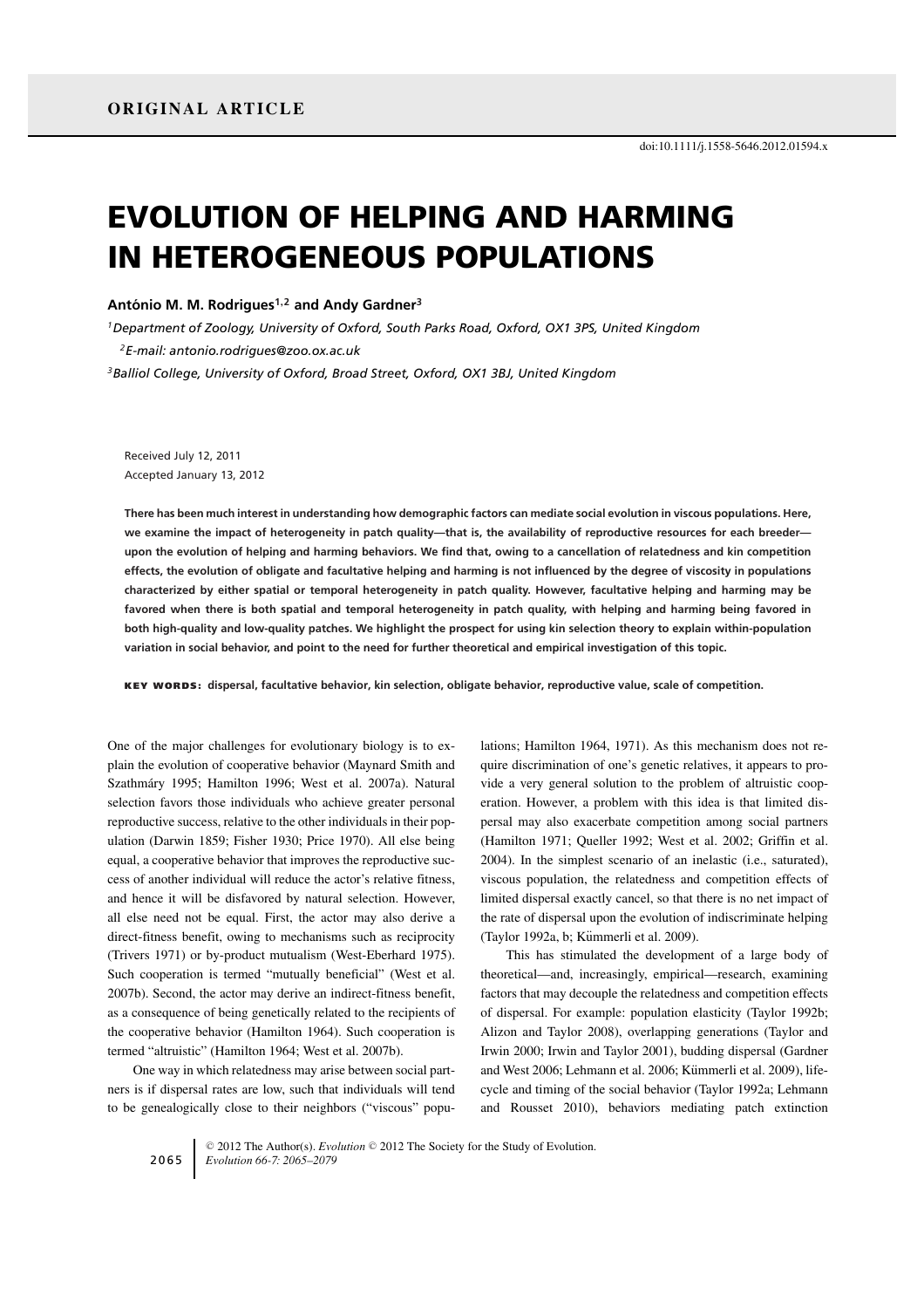**ORIGINAL ARTICLE**

doi:10.1111/j.1558-5646.2012.01594.x

# EVOLUTION OF HELPING AND HARMING IN HETEROGENEOUS POPULATIONS

**António M. M. Rodrigues[1,2] and Andy Gardner[3]**

[1]*Department of Zoology, University of Oxford, South Parks Road, Oxford, OX1 3PS, United Kingdom*

[2]*E-mail: antonio.rodrigues@zoo.ox.ac.uk*

[3]*Balliol College, University of Oxford, Broad Street, Oxford, OX1 3BJ, United Kingdom*

Received July 12, 2011
Accepted January 13, 2012

**There has been much interest in understanding how demographic factors can mediate social evolution in viscous populations. Here, we examine the impact of heterogeneity in patch quality—that is, the availability of reproductive resources for each breeder—upon the evolution of helping and harming behaviors. We find that, owing to a cancellation of relatedness and kin competition effects, the evolution of obligate and facultative helping and harming is not influenced by the degree of viscosity in populations characterized by either spatial or temporal heterogeneity in patch quality. However, facultative helping and harming may be favored when there is both spatial and temporal heterogeneity in patch quality, with helping and harming being favored in both high-quality and low-quality patches. We highlight the prospect for using kin selection theory to explain within-population variation in social behavior, and point to the need for further theoretical and empirical investigation of this topic.**

**KEY WORDS:** **dispersal, facultative behavior, kin selection, obligate behavior, reproductive value, scale of competition.**

One of the major challenges for evolutionary biology is to explain the evolution of cooperative behavior (Maynard Smith and Szathmáry 1995; Hamilton 1996; West et al. 2007a). Natural selection favors those individuals who achieve greater personal reproductive success, relative to the other individuals in their population (Darwin 1859; Fisher 1930; Price 1970). All else being equal, a cooperative behavior that improves the reproductive success of another individual will reduce the actor's relative fitness, and hence it will be disfavored by natural selection. However, all else need not be equal. First, the actor may also derive a direct-fitness benefit, owing to mechanisms such as reciprocity (Trivers 1971) or by-product mutualism (West-Eberhard 1975). Such cooperation is termed "mutually beneficial" (West et al. 2007b). Second, the actor may derive an indirect-fitness benefit, as a consequence of being genetically related to the recipients of the cooperative behavior (Hamilton 1964). Such cooperation is termed "altruistic" (Hamilton 1964; West et al. 2007b).

One way in which relatedness may arise between social partners is if dispersal rates are low, such that individuals will tend to be genealogically close to their neighbors ("viscous" populations; Hamilton 1964, 1971). As this mechanism does not require discrimination of one's genetic relatives, it appears to provide a very general solution to the problem of altruistic cooperation. However, a problem with this idea is that limited dispersal may also exacerbate competition among social partners (Hamilton 1971; Queller 1992; West et al. 2002; Griffin et al. 2004). In the simplest scenario of an inelastic (i.e., saturated), viscous population, the relatedness and competition effects of limited dispersal exactly cancel, so that there is no net impact of the rate of dispersal upon the evolution of indiscriminate helping (Taylor 1992a, b; Kümmerli et al. 2009).

This has stimulated the development of a large body of theoretical—and, increasingly, empirical—research, examining factors that may decouple the relatedness and competition effects of dispersal. For example: population elasticity (Taylor 1992b; Alizon and Taylor 2008), overlapping generations (Taylor and Irwin 2000; Irwin and Taylor 2001), budding dispersal (Gardner and West 2006; Lehmann et al. 2006; Kümmerli et al. 2009), life-cycle and timing of the social behavior (Taylor 1992a; Lehmann and Rousset 2010), behaviors mediating patch extinction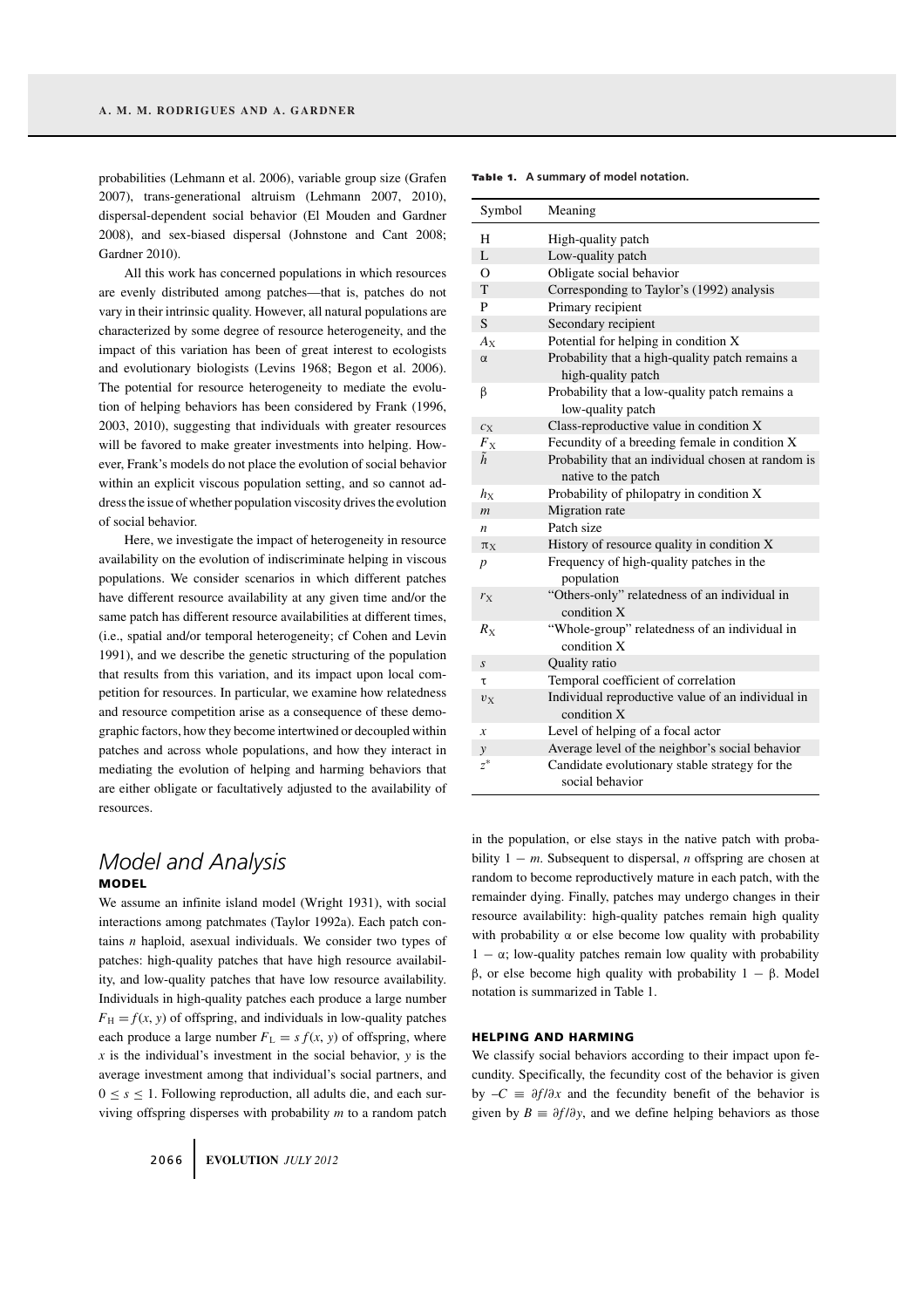probabilities (Lehmann et al. 2006), variable group size (Grafen 2007), trans-generational altruism (Lehmann 2007, 2010), dispersal-dependent social behavior (El Mouden and Gardner 2008), and sex-biased dispersal (Johnstone and Cant 2008; Gardner 2010).

All this work has concerned populations in which resources are evenly distributed among patches—that is, patches do not vary in their intrinsic quality. However, all natural populations are characterized by some degree of resource heterogeneity, and the impact of this variation has been of great interest to ecologists and evolutionary biologists (Levins 1968; Begon et al. 2006). The potential for resource heterogeneity to mediate the evolution of helping behaviors has been considered by Frank (1996, 2003, 2010), suggesting that individuals with greater resources will be favored to make greater investments into helping. However, Frank's models do not place the evolution of social behavior within an explicit viscous population setting, and so cannot address the issue of whether population viscosity drives the evolution of social behavior.

Here, we investigate the impact of heterogeneity in resource availability on the evolution of indiscriminate helping in viscous populations. We consider scenarios in which different patches have different resource availability at any given time and/or the same patch has different resource availabilities at different times, (i.e., spatial and/or temporal heterogeneity; cf Cohen and Levin 1991), and we describe the genetic structuring of the population that results from this variation, and its impact upon local competition for resources. In particular, we examine how relatedness and resource competition arise as a consequence of these demographic factors, how they become intertwined or decoupled within patches and across whole populations, and how they interact in mediating the evolution of helping and harming behaviors that are either obligate or facultatively adjusted to the availability of resources.

**Table 1.** A summary of model notation.

| Symbol | Meaning |
|---|---|
| H | High-quality patch |
| L | Low-quality patch |
| O | Obligate social behavior |
| T | Corresponding to Taylor's (1992) analysis |
| P | Primary recipient |
| S | Secondary recipient |
| $A_X$ | Potential for helping in condition X |
| $\alpha$ | Probability that a high-quality patch remains a high-quality patch |
| $\beta$ | Probability that a low-quality patch remains a low-quality patch |
| $c_X$ | Class-reproductive value in condition X |
| $F_X$ | Fecundity of a breeding female in condition X |
| $\tilde{h}$ | Probability that an individual chosen at random is native to the patch |
| $h_X$ | Probability of philopatry in condition X |
| $m$ | Migration rate |
| $n$ | Patch size |
| $\pi_X$ | History of resource quality in condition X |
| $p$ | Frequency of high-quality patches in the population |
| $r_X$ | "Others-only" relatedness of an individual in condition X |
| $R_X$ | "Whole-group" relatedness of an individual in condition X |
| $s$ | Quality ratio |
| $\tau$ | Temporal coefficient of correlation |
| $v_X$ | Individual reproductive value of an individual in condition X |
| $x$ | Level of helping of a focal actor |
| $y$ | Average level of the neighbor's social behavior |
| $z^*$ | Candidate evolutionary stable strategy for the social behavior |

## Model and Analysis

### MODEL

We assume an infinite island model (Wright 1931), with social interactions among patchmates (Taylor 1992a). Each patch contains $n$ haploid, asexual individuals. We consider two types of patches: high-quality patches that have high resource availability, and low-quality patches that have low resource availability. Individuals in high-quality patches each produce a large number $F_H = f(x, y)$ of offspring, and individuals in low-quality patches each produce a large number $F_L = s\,f(x, y)$ of offspring, where $x$ is the individual's investment in the social behavior, $y$ is the average investment among that individual's social partners, and $0 \leq s \leq 1$. Following reproduction, all adults die, and each surviving offspring disperses with probability $m$ to a random patch in the population, or else stays in the native patch with probability $1 - m$. Subsequent to dispersal, $n$ offspring are chosen at random to become reproductively mature in each patch, with the remainder dying. Finally, patches may undergo changes in their resource availability: high-quality patches remain high quality with probability $\alpha$ or else become low quality with probability $1 - \alpha$; low-quality patches remain low quality with probability $\beta$, or else become high quality with probability $1 - \beta$. Model notation is summarized in Table 1.

### HELPING AND HARMING

We classify social behaviors according to their impact upon fecundity. Specifically, the fecundity cost of the behavior is given by $-C \equiv \partial f/\partial x$ and the fecundity benefit of the behavior is given by $B \equiv \partial f/\partial y$, and we define helping behaviors as those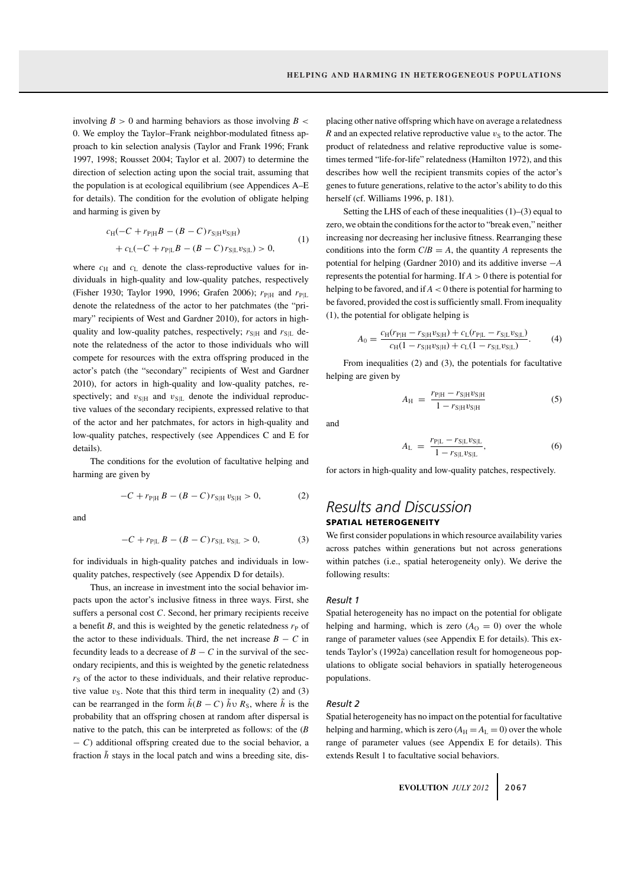involving $B > 0$ and harming behaviors as those involving $B < 0$. We employ the Taylor–Frank neighbor-modulated fitness approach to kin selection analysis (Taylor and Frank 1996; Frank 1997, 1998; Rousset 2004; Taylor et al. 2007) to determine the direction of selection acting upon the social trait, assuming that the population is at ecological equilibrium (see Appendices A–E for details). The condition for the evolution of obligate helping and harming is given by

$$c_{\rm H}(-C + r_{\rm P|H}B - (B - C)r_{\rm S|H}v_{\rm S|H}) + c_{\rm L}(-C + r_{\rm P|L}B - (B - C)r_{\rm S|L}v_{\rm S|L}) > 0, \quad (1)$$

where $c_{\rm H}$ and $c_{\rm L}$ denote the class-reproductive values for individuals in high-quality and low-quality patches, respectively (Fisher 1930; Taylor 1990, 1996; Grafen 2006); $r_{\rm P|H}$ and $r_{\rm P|L}$ denote the relatedness of the actor to her patchmates (the "primary" recipients of West and Gardner 2010), for actors in high-quality and low-quality patches, respectively; $r_{\rm S|H}$ and $r_{\rm S|L}$ denote the relatedness of the actor to those individuals who will compete for resources with the extra offspring produced in the actor's patch (the "secondary" recipients of West and Gardner 2010), for actors in high-quality and low-quality patches, respectively; and $v_{\rm S|H}$ and $v_{\rm S|L}$ denote the individual reproductive values of the secondary recipients, expressed relative to that of the actor and her patchmates, for actors in high-quality and low-quality patches, respectively (see Appendices C and E for details).

The conditions for the evolution of facultative helping and harming are given by

$$-C + r_{\rm P|H}\,B - (B - C)\,r_{\rm S|H}\,v_{\rm S|H} > 0, \quad (2)$$

and

$$-C + r_{\rm P|L}\,B - (B - C)\,r_{\rm S|L}\,v_{\rm S|L} > 0, \quad (3)$$

for individuals in high-quality patches and individuals in low-quality patches, respectively (see Appendix D for details).

Thus, an increase in investment into the social behavior impacts upon the actor's inclusive fitness in three ways. First, she suffers a personal cost $C$. Second, her primary recipients receive a benefit $B$, and this is weighted by the genetic relatedness $r_{\rm P}$ of the actor to these individuals. Third, the net increase $B - C$ in fecundity leads to a decrease of $B - C$ in the survival of the secondary recipients, and this is weighted by the genetic relatedness $r_{\rm S}$ of the actor to these individuals, and their relative reproductive value $v_{\rm S}$. Note that this third term in inequality (2) and (3) can be rearranged in the form $\tilde{h}(B - C)\,\tilde{h}\upsilon\,R_{\rm S}$, where $\tilde{h}$ is the probability that an offspring chosen at random after dispersal is native to the patch, this can be interpreted as follows: of the ($B - C$) additional offspring created due to the social behavior, a fraction $\tilde{h}$ stays in the local patch and wins a breeding site, displacing other native offspring which have on average a relatedness $R$ and an expected relative reproductive value $v_{\rm S}$ to the actor. The product of relatedness and relative reproductive value is sometimes termed "life-for-life" relatedness (Hamilton 1972), and this describes how well the recipient transmits copies of the actor's genes to future generations, relative to the actor's ability to do this herself (cf. Williams 1996, p. 181).

Setting the LHS of each of these inequalities (1)–(3) equal to zero, we obtain the conditions for the actor to "break even," neither increasing nor decreasing her inclusive fitness. Rearranging these conditions into the form $C/B = A$, the quantity $A$ represents the potential for helping (Gardner 2010) and its additive inverse $-A$ represents the potential for harming. If $A > 0$ there is potential for helping to be favored, and if $A < 0$ there is potential for harming to be favored, provided the cost is sufficiently small. From inequality (1), the potential for obligate helping is

$$A_0 = \frac{c_{\rm H}(r_{\rm P|H} - r_{\rm S|H}v_{\rm S|H}) + c_{\rm L}(r_{\rm P|L} - r_{\rm S|L}v_{\rm S|L})}{c_{\rm H}(1 - r_{\rm S|H}v_{\rm S|H}) + c_{\rm L}(1 - r_{\rm S|L}v_{\rm S|L})}. \quad (4)$$

From inequalities (2) and (3), the potentials for facultative helping are given by

$$A_{\rm H} = \frac{r_{\rm P|H} - r_{\rm S|H}v_{\rm S|H}}{1 - r_{\rm S|H}v_{\rm S|H}} \quad (5)$$

and

$$A_{\rm L} = \frac{r_{\rm P|L} - r_{\rm S|L}v_{\rm S|L}}{1 - r_{\rm S|L}v_{\rm S|L}}, \quad (6)$$

for actors in high-quality and low-quality patches, respectively.

# Results and Discussion

## SPATIAL HETEROGENEITY

We first consider populations in which resource availability varies across patches within generations but not across generations within patches (i.e., spatial heterogeneity only). We derive the following results:

### *Result 1*

Spatial heterogeneity has no impact on the potential for obligate helping and harming, which is zero ($A_{\rm O} = 0$) over the whole range of parameter values (see Appendix E for details). This extends Taylor's (1992a) cancellation result for homogeneous populations to obligate social behaviors in spatially heterogeneous populations.

### *Result 2*

Spatial heterogeneity has no impact on the potential for facultative helping and harming, which is zero ($A_{\rm H} = A_{\rm L} = 0$) over the whole range of parameter values (see Appendix E for details). This extends Result 1 to facultative social behaviors.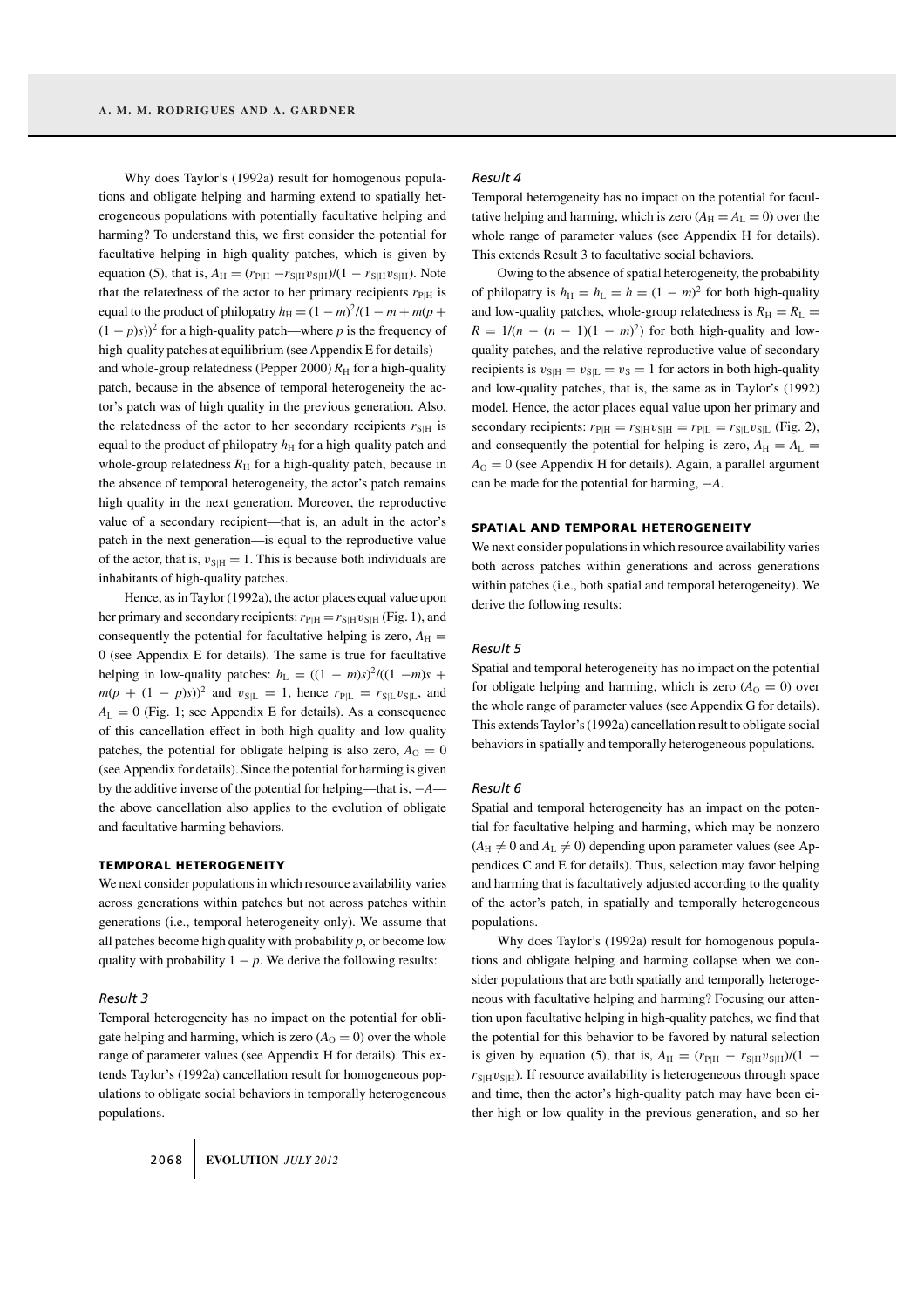Why does Taylor's (1992a) result for homogenous populations and obligate helping and harming extend to spatially heterogeneous populations with potentially facultative helping and harming? To understand this, we first consider the potential for facultative helping in high-quality patches, which is given by equation (5), that is, $A_{\rm H} = (r_{\rm P|H} - r_{\rm S|H} v_{\rm S|H})/(1 - r_{\rm S|H} v_{\rm S|H})$. Note that the relatedness of the actor to her primary recipients $r_{\rm P|H}$ is equal to the product of philopatry $h_{\rm H} = (1 - m)^2/(1 - m + m(p + (1 - p)s))^2$ for a high-quality patch—where $p$ is the frequency of high-quality patches at equilibrium (see Appendix E for details)—and whole-group relatedness (Pepper 2000) $R_{\rm H}$ for a high-quality patch, because in the absence of temporal heterogeneity the actor's patch was of high quality in the previous generation. Also, the relatedness of the actor to her secondary recipients $r_{\rm S|H}$ is equal to the product of philopatry $h_{\rm H}$ for a high-quality patch and whole-group relatedness $R_{\rm H}$ for a high-quality patch, because in the absence of temporal heterogeneity, the actor's patch remains high quality in the next generation. Moreover, the reproductive value of a secondary recipient—that is, an adult in the actor's patch in the next generation—is equal to the reproductive value of the actor, that is, $v_{\rm S|H} = 1$. This is because both individuals are inhabitants of high-quality patches.

Hence, as in Taylor (1992a), the actor places equal value upon her primary and secondary recipients: $r_{\rm P|H} = r_{\rm S|H} v_{\rm S|H}$ (Fig. 1), and consequently the potential for facultative helping is zero, $A_{\rm H} = 0$ (see Appendix E for details). The same is true for facultative helping in low-quality patches: $h_{\rm L} = ((1 - m)s)^2/((1 - m)s + m(p + (1 - p)s))^2$ and $v_{\rm S|L} = 1$, hence $r_{\rm P|L} = r_{\rm S|L} v_{\rm S|L}$, and $A_{\rm L} = 0$ (Fig. 1; see Appendix E for details). As a consequence of this cancellation effect in both high-quality and low-quality patches, the potential for obligate helping is also zero, $A_{\rm O} = 0$ (see Appendix for details). Since the potential for harming is given by the additive inverse of the potential for helping—that is, $-A$—the above cancellation also applies to the evolution of obligate and facultative harming behaviors.

## TEMPORAL HETEROGENEITY

We next consider populations in which resource availability varies across generations within patches but not across patches within generations (i.e., temporal heterogeneity only). We assume that all patches become high quality with probability $p$, or become low quality with probability $1 - p$. We derive the following results:

### *Result 3*

Temporal heterogeneity has no impact on the potential for obligate helping and harming, which is zero ($A_{\rm O} = 0$) over the whole range of parameter values (see Appendix H for details). This extends Taylor's (1992a) cancellation result for homogeneous populations to obligate social behaviors in temporally heterogeneous populations.

### *Result 4*

Temporal heterogeneity has no impact on the potential for facultative helping and harming, which is zero ($A_{\rm H} = A_{\rm L} = 0$) over the whole range of parameter values (see Appendix H for details). This extends Result 3 to facultative social behaviors.

Owing to the absence of spatial heterogeneity, the probability of philopatry is $h_{\rm H} = h_{\rm L} = h = (1 - m)^2$ for both high-quality and low-quality patches, whole-group relatedness is $R_{\rm H} = R_{\rm L} = R = 1/(n - (n - 1)(1 - m)^2)$ for both high-quality and low-quality patches, and the relative reproductive value of secondary recipients is $v_{\rm S|H} = v_{\rm S|L} = v_{\rm S} = 1$ for actors in both high-quality and low-quality patches, that is, the same as in Taylor's (1992) model. Hence, the actor places equal value upon her primary and secondary recipients: $r_{\rm P|H} = r_{\rm S|H} v_{\rm S|H} = r_{\rm P|L} = r_{\rm S|L} v_{\rm S|L}$ (Fig. 2), and consequently the potential for helping is zero, $A_{\rm H} = A_{\rm L} = A_{\rm O} = 0$ (see Appendix H for details). Again, a parallel argument can be made for the potential for harming, $-A$.

## SPATIAL AND TEMPORAL HETEROGENEITY

We next consider populations in which resource availability varies both across patches within generations and across generations within patches (i.e., both spatial and temporal heterogeneity). We derive the following results:

### *Result 5*

Spatial and temporal heterogeneity has no impact on the potential for obligate helping and harming, which is zero ($A_{\rm O} = 0$) over the whole range of parameter values (see Appendix G for details). This extends Taylor's (1992a) cancellation result to obligate social behaviors in spatially and temporally heterogeneous populations.

### *Result 6*

Spatial and temporal heterogeneity has an impact on the potential for facultative helping and harming, which may be nonzero ($A_{\rm H} \neq 0$ and $A_{\rm L} \neq 0$) depending upon parameter values (see Appendices C and E for details). Thus, selection may favor helping and harming that is facultatively adjusted according to the quality of the actor's patch, in spatially and temporally heterogeneous populations.

Why does Taylor's (1992a) result for homogenous populations and obligate helping and harming collapse when we consider populations that are both spatially and temporally heterogeneous with facultative helping and harming? Focusing our attention upon facultative helping in high-quality patches, we find that the potential for this behavior to be favored by natural selection is given by equation (5), that is, $A_{\rm H} = (r_{\rm P|H} - r_{\rm S|H} v_{\rm S|H})/(1 - r_{\rm S|H} v_{\rm S|H})$. If resource availability is heterogeneous through space and time, then the actor's high-quality patch may have been either high or low quality in the previous generation, and so her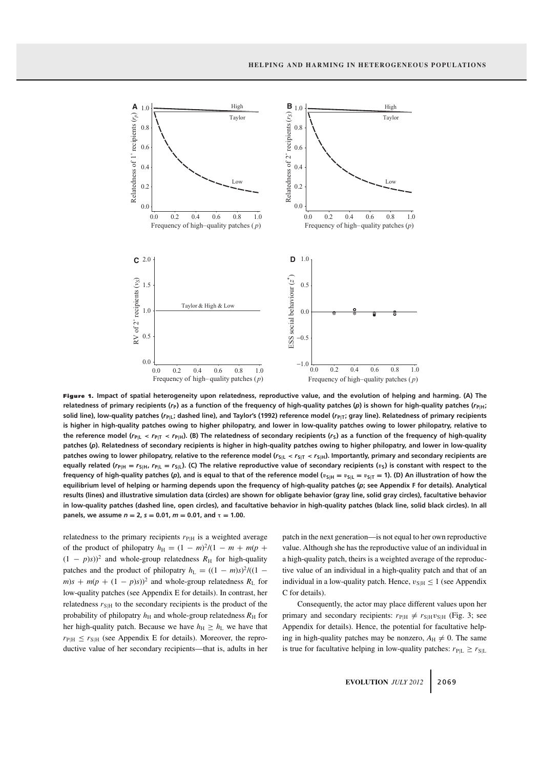**Figure 1. Impact of spatial heterogeneity upon relatedness, reproductive value, and the evolution of helping and harming. (A) The relatedness of primary recipients ($r_P$) as a function of the frequency of high-quality patches ($p$) is shown for high-quality patches ($r_{P|H}$; solid line), low-quality patches ($r_{P|L}$; dashed line), and Taylor's (1992) reference model ($r_{P|T}$; gray line). Relatedness of primary recipients is higher in high-quality patches owing to higher philopatry, and lower in low-quality patches owing to lower philopatry, relative to the reference model ($r_{P|L} < r_{P|T} < r_{P|H}$). (B) The relatedness of secondary recipients ($r_S$) as a function of the frequency of high-quality patches ($p$). Relatedness of secondary recipients is higher in high-quality patches owing to higher philopatry, and lower in low-quality patches owing to lower philopatry, relative to the reference model ($r_{S|L} < r_{S|T} < r_{S|H}$). Importantly, primary and secondary recipients are equally related ($r_{P|H} = r_{S|H}$, $r_{P|L} = r_{S|L}$). (C) The relative reproductive value of secondary recipients ($v_S$) is constant with respect to the frequency of high-quality patches ($p$), and is equal to that of the reference model ($v_{S|H} = v_{S|L} = v_{S|T} = 1$). (D) An illustration of how the equilibrium level of helping or harming depends upon the frequency of high-quality patches ($p$; see Appendix F for details). Analytical results (lines) and illustrative simulation data (circles) are shown for obligate behavior (gray line, solid gray circles), facultative behavior in low-quality patches (dashed line, open circles), and facultative behavior in high-quality patches (black line, solid black circles). In all panels, we assume $n = 2$, $s = 0.01$, $m = 0.01$, and $\tau = 1.00$.**

relatedness to the primary recipients $r_{P|H}$ is a weighted average of the product of philopatry $h_H = (1 - m)^2/(1 - m + m(p + (1 - p)s))^2$ and whole-group relatedness $R_H$ for high-quality patches and the product of philopatry $h_L = ((1 - m)s)^2/((1 - m)s + m(p + (1 - p)s))^2$ and whole-group relatedness $R_L$ for low-quality patches (see Appendix E for details). In contrast, her relatedness $r_{S|H}$ to the secondary recipients is the product of the probability of philopatry $h_H$ and whole-group relatedness $R_H$ for her high-quality patch. Because we have $h_H \geq h_L$ we have that $r_{P|H} \leq r_{S|H}$ (see Appendix E for details). Moreover, the reproductive value of her secondary recipients—that is, adults in her patch in the next generation—is not equal to her own reproductive value. Although she has the reproductive value of an individual in a high-quality patch, theirs is a weighted average of the reproductive value of an individual in a high-quality patch and that of an individual in a low-quality patch. Hence, $v_{S|H} \leq 1$ (see Appendix C for details).

Consequently, the actor may place different values upon her primary and secondary recipients: $r_{P|H} \neq r_{S|H}v_{S|H}$ (Fig. 3; see Appendix for details). Hence, the potential for facultative helping in high-quality patches may be nonzero, $A_H \neq 0$. The same is true for facultative helping in low-quality patches: $r_{P|L} \geq r_{S|L}$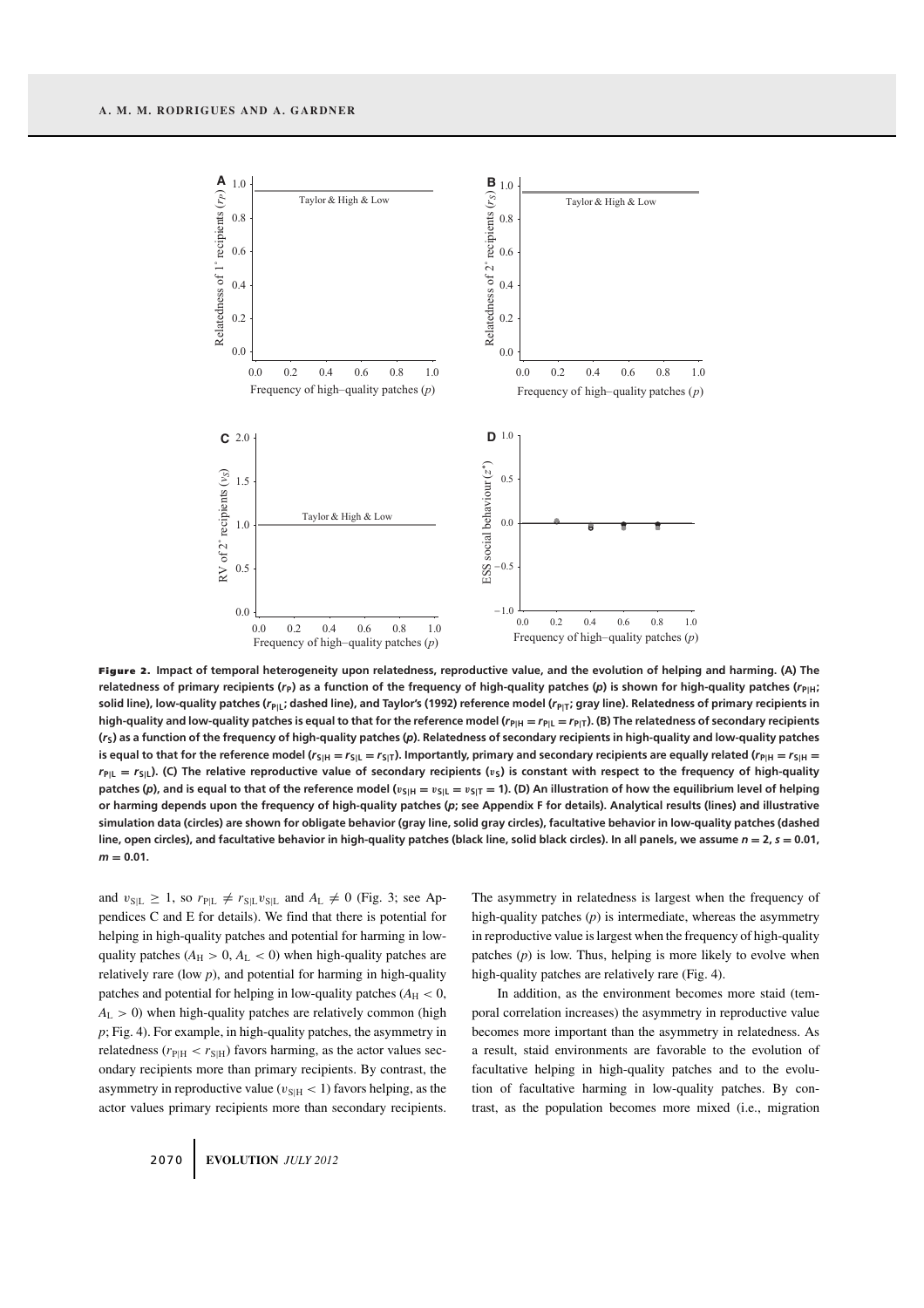**Figure 2.** Impact of temporal heterogeneity upon relatedness, reproductive value, and the evolution of helping and harming. (A) The relatedness of primary recipients ($r_P$) as a function of the frequency of high-quality patches ($p$) is shown for high-quality patches ($r_{P|H}$; solid line), low-quality patches ($r_{P|L}$; dashed line), and Taylor's (1992) reference model ($r_{P|T}$; gray line). Relatedness of primary recipients in high-quality and low-quality patches is equal to that for the reference model ($r_{P|H} = r_{P|L} = r_{P|T}$). (B) The relatedness of secondary recipients ($r_S$) as a function of the frequency of high-quality patches ($p$). Relatedness of secondary recipients in high-quality and low-quality patches is equal to that for the reference model ($r_{S|H} = r_{S|L} = r_{S|T}$). Importantly, primary and secondary recipients are equally related ($r_{P|H} = r_{S|H} = r_{P|L} = r_{S|L}$). (C) The relative reproductive value of secondary recipients ($v_S$) is constant with respect to the frequency of high-quality patches ($p$), and is equal to that of the reference model ($v_{S|H} = v_{S|L} = v_{S|T} = 1$). (D) An illustration of how the equilibrium level of helping or harming depends upon the frequency of high-quality patches ($p$; see Appendix F for details). Analytical results (lines) and illustrative simulation data (circles) are shown for obligate behavior (gray line, solid gray circles), facultative behavior in low-quality patches (dashed line, open circles), and facultative behavior in high-quality patches (black line, solid black circles). In all panels, we assume $n = 2$, $s = 0.01$, $m = 0.01$.

and $v_{S|L} \geq 1$, so $r_{P|L} \neq r_{S|L} v_{S|L}$ and $A_L \neq 0$ (Fig. 3; see Appendices C and E for details). We find that there is potential for helping in high-quality patches and potential for harming in low-quality patches ($A_H > 0$, $A_L < 0$) when high-quality patches are relatively rare (low $p$), and potential for harming in high-quality patches and potential for helping in low-quality patches ($A_H < 0$, $A_L > 0$) when high-quality patches are relatively common (high $p$; Fig. 4). For example, in high-quality patches, the asymmetry in relatedness ($r_{P|H} < r_{S|H}$) favors harming, as the actor values secondary recipients more than primary recipients. By contrast, the asymmetry in reproductive value ($v_{S|H} < 1$) favors helping, as the actor values primary recipients more than secondary recipients. The asymmetry in relatedness is largest when the frequency of high-quality patches ($p$) is intermediate, whereas the asymmetry in reproductive value is largest when the frequency of high-quality patches ($p$) is low. Thus, helping is more likely to evolve when high-quality patches are relatively rare (Fig. 4).

In addition, as the environment becomes more staid (temporal correlation increases) the asymmetry in reproductive value becomes more important than the asymmetry in relatedness. As a result, staid environments are favorable to the evolution of facultative helping in high-quality patches and to the evolution of facultative harming in low-quality patches. By contrast, as the population becomes more mixed (i.e., migration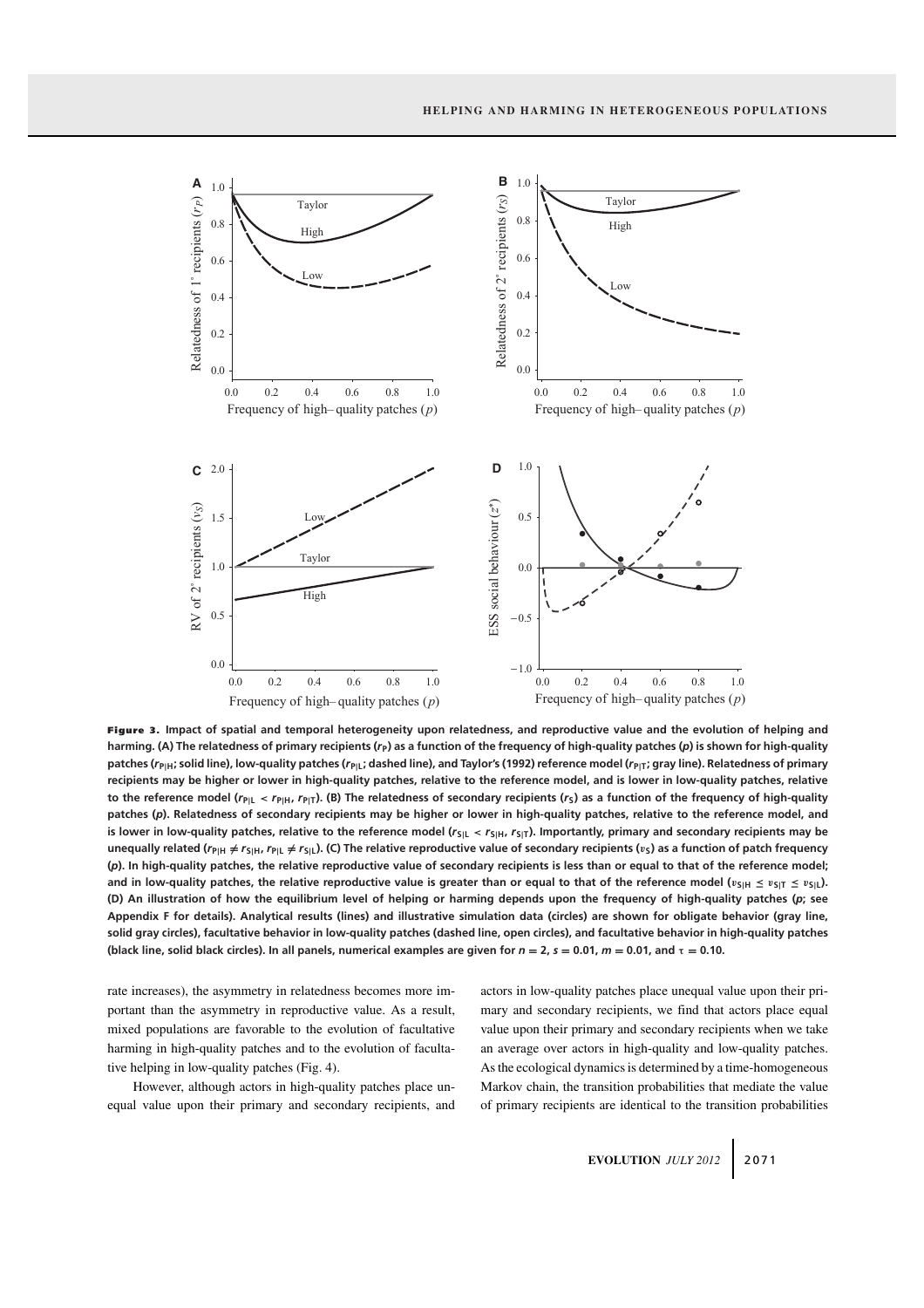**Figure 3.** **Impact of spatial and temporal heterogeneity upon relatedness, and reproductive value and the evolution of helping and harming. (A) The relatedness of primary recipients ($r_P$) as a function of the frequency of high-quality patches ($p$) is shown for high-quality patches ($r_{P|H}$; solid line), low-quality patches ($r_{P|L}$; dashed line), and Taylor's (1992) reference model ($r_{P|T}$; gray line). Relatedness of primary recipients may be higher or lower in high-quality patches, relative to the reference model, and is lower in low-quality patches, relative to the reference model ($r_{P|L} < r_{P|H}$, $r_{P|T}$). (B) The relatedness of secondary recipients ($r_S$) as a function of the frequency of high-quality patches ($p$). Relatedness of secondary recipients may be higher or lower in high-quality patches, relative to the reference model, and is lower in low-quality patches, relative to the reference model ($r_{S|L} < r_{S|H}$, $r_{S|T}$). Importantly, primary and secondary recipients may be unequally related ($r_{P|H} \neq r_{S|H}$, $r_{P|L} \neq r_{S|L}$). (C) The relative reproductive value of secondary recipients ($v_S$) as a function of patch frequency ($p$). In high-quality patches, the relative reproductive value of secondary recipients is less than or equal to that of the reference model; and in low-quality patches, the relative reproductive value is greater than or equal to that of the reference model ($v_{S|H} \leq v_{S|T} \leq v_{S|L}$). (D) An illustration of how the equilibrium level of helping or harming depends upon the frequency of high-quality patches ($p$; see Appendix F for details). Analytical results (lines) and illustrative simulation data (circles) are shown for obligate behavior (gray line, solid gray circles), facultative behavior in low-quality patches (dashed line, open circles), and facultative behavior in high-quality patches (black line, solid black circles). In all panels, numerical examples are given for $n = 2$, $s = 0.01$, $m = 0.01$, and $\tau = 0.10$.**

rate increases), the asymmetry in relatedness becomes more important than the asymmetry in reproductive value. As a result, mixed populations are favorable to the evolution of facultative harming in high-quality patches and to the evolution of facultative helping in low-quality patches (Fig. 4).

However, although actors in high-quality patches place unequal value upon their primary and secondary recipients, and actors in low-quality patches place unequal value upon their primary and secondary recipients, we find that actors place equal value upon their primary and secondary recipients when we take an average over actors in high-quality and low-quality patches. As the ecological dynamics is determined by a time-homogeneous Markov chain, the transition probabilities that mediate the value of primary recipients are identical to the transition probabilities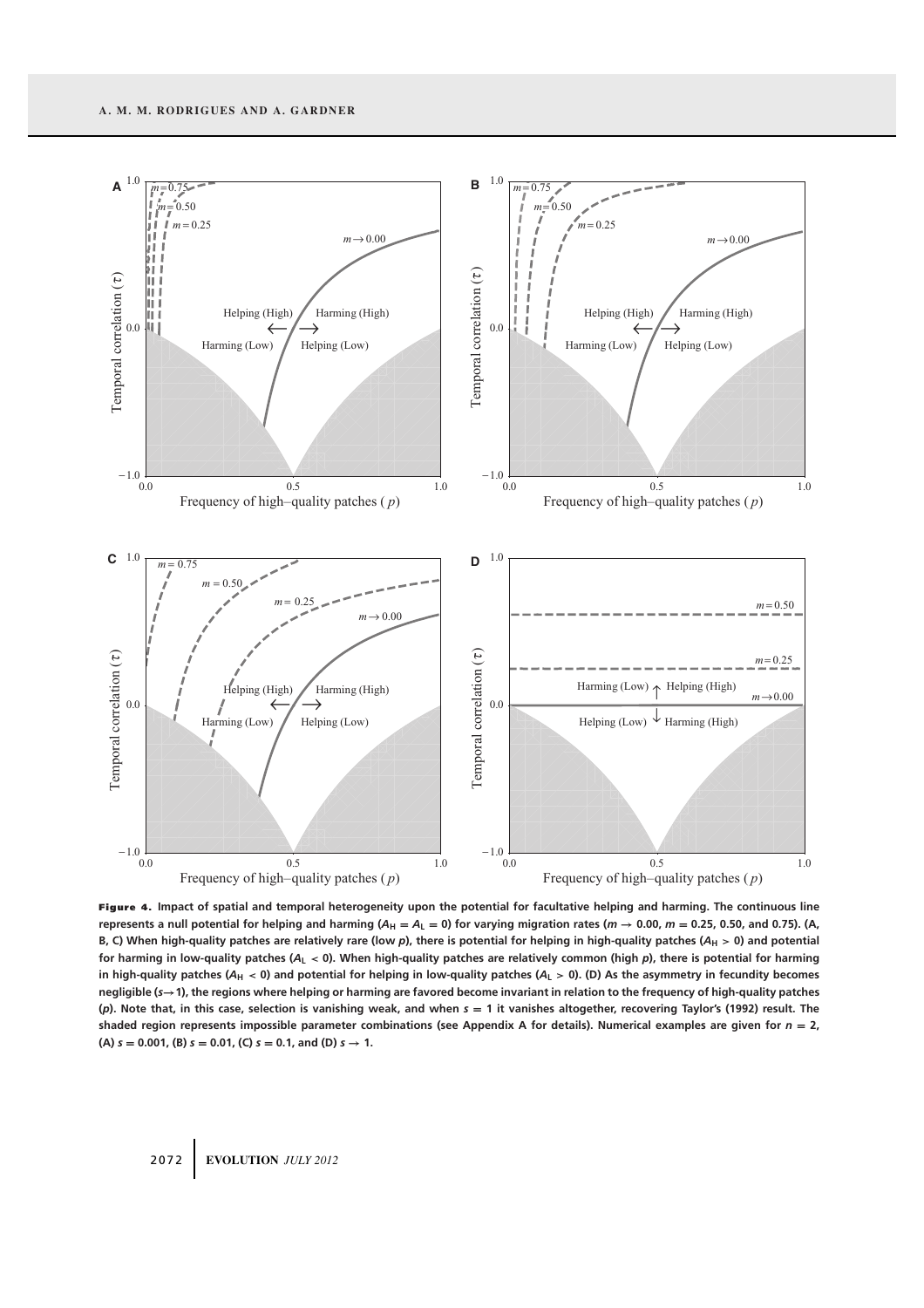**Figure 4.** Impact of spatial and temporal heterogeneity upon the potential for facultative helping and harming. The continuous line represents a null potential for helping and harming ($A_H = A_L = 0$) for varying migration rates ($m \to 0.00$, $m = 0.25$, 0.50, and 0.75). (A, B, C) When high-quality patches are relatively rare (low $p$), there is potential for helping in high-quality patches ($A_H > 0$) and potential for harming in low-quality patches ($A_L < 0$). When high-quality patches are relatively common (high $p$), there is potential for harming in high-quality patches ($A_H < 0$) and potential for helping in low-quality patches ($A_L > 0$). (D) As the asymmetry in fecundity becomes negligible ($s \to 1$), the regions where helping or harming are favored become invariant in relation to the frequency of high-quality patches ($p$). Note that, in this case, selection is vanishing weak, and when $s = 1$ it vanishes altogether, recovering Taylor's (1992) result. The shaded region represents impossible parameter combinations (see Appendix A for details). Numerical examples are given for $n = 2$, (A) $s = 0.001$, (B) $s = 0.01$, (C) $s = 0.1$, and (D) $s \to 1$.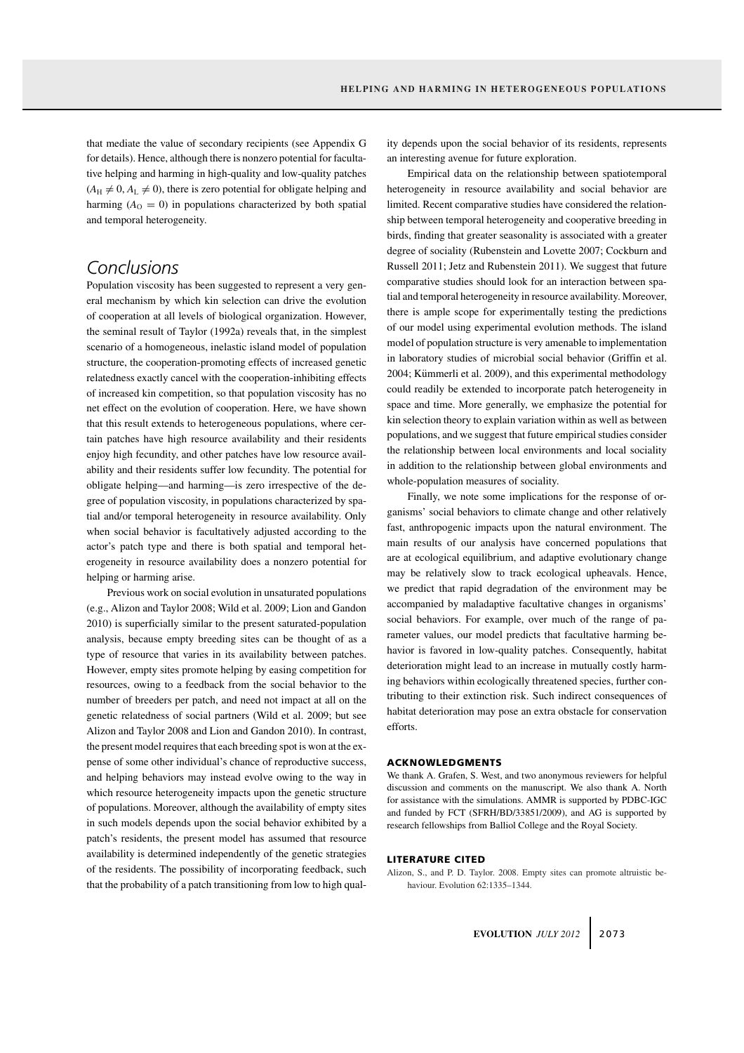that mediate the value of secondary recipients (see Appendix G for details). Hence, although there is nonzero potential for facultative helping and harming in high-quality and low-quality patches ($A_H \neq 0, A_L \neq 0$), there is zero potential for obligate helping and harming ($A_O = 0$) in populations characterized by both spatial and temporal heterogeneity.

## Conclusions

Population viscosity has been suggested to represent a very general mechanism by which kin selection can drive the evolution of cooperation at all levels of biological organization. However, the seminal result of Taylor (1992a) reveals that, in the simplest scenario of a homogeneous, inelastic island model of population structure, the cooperation-promoting effects of increased genetic relatedness exactly cancel with the cooperation-inhibiting effects of increased kin competition, so that population viscosity has no net effect on the evolution of cooperation. Here, we have shown that this result extends to heterogeneous populations, where certain patches have high resource availability and their residents enjoy high fecundity, and other patches have low resource availability and their residents suffer low fecundity. The potential for obligate helping—and harming—is zero irrespective of the degree of population viscosity, in populations characterized by spatial and/or temporal heterogeneity in resource availability. Only when social behavior is facultatively adjusted according to the actor's patch type and there is both spatial and temporal heterogeneity in resource availability does a nonzero potential for helping or harming arise.

Previous work on social evolution in unsaturated populations (e.g., Alizon and Taylor 2008; Wild et al. 2009; Lion and Gandon 2010) is superficially similar to the present saturated-population analysis, because empty breeding sites can be thought of as a type of resource that varies in its availability between patches. However, empty sites promote helping by easing competition for resources, owing to a feedback from the social behavior to the number of breeders per patch, and need not impact at all on the genetic relatedness of social partners (Wild et al. 2009; but see Alizon and Taylor 2008 and Lion and Gandon 2010). In contrast, the present model requires that each breeding spot is won at the expense of some other individual's chance of reproductive success, and helping behaviors may instead evolve owing to the way in which resource heterogeneity impacts upon the genetic structure of populations. Moreover, although the availability of empty sites in such models depends upon the social behavior exhibited by a patch's residents, the present model has assumed that resource availability is determined independently of the genetic strategies of the residents. The possibility of incorporating feedback, such that the probability of a patch transitioning from low to high quality depends upon the social behavior of its residents, represents an interesting avenue for future exploration.

Empirical data on the relationship between spatiotemporal heterogeneity in resource availability and social behavior are limited. Recent comparative studies have considered the relationship between temporal heterogeneity and cooperative breeding in birds, finding that greater seasonality is associated with a greater degree of sociality (Rubenstein and Lovette 2007; Cockburn and Russell 2011; Jetz and Rubenstein 2011). We suggest that future comparative studies should look for an interaction between spatial and temporal heterogeneity in resource availability. Moreover, there is ample scope for experimentally testing the predictions of our model using experimental evolution methods. The island model of population structure is very amenable to implementation in laboratory studies of microbial social behavior (Griffin et al. 2004; Kümmerli et al. 2009), and this experimental methodology could readily be extended to incorporate patch heterogeneity in space and time. More generally, we emphasize the potential for kin selection theory to explain variation within as well as between populations, and we suggest that future empirical studies consider the relationship between local environments and local sociality in addition to the relationship between global environments and whole-population measures of sociality.

Finally, we note some implications for the response of organisms' social behaviors to climate change and other relatively fast, anthropogenic impacts upon the natural environment. The main results of our analysis have concerned populations that are at ecological equilibrium, and adaptive evolutionary change may be relatively slow to track ecological upheavals. Hence, we predict that rapid degradation of the environment may be accompanied by maladaptive facultative changes in organisms' social behaviors. For example, over much of the range of parameter values, our model predicts that facultative harming behavior is favored in low-quality patches. Consequently, habitat deterioration might lead to an increase in mutually costly harming behaviors within ecologically threatened species, further contributing to their extinction risk. Such indirect consequences of habitat deterioration may pose an extra obstacle for conservation efforts.

### ACKNOWLEDGMENTS

We thank A. Grafen, S. West, and two anonymous reviewers for helpful discussion and comments on the manuscript. We also thank A. North for assistance with the simulations. AMMR is supported by PDBC-IGC and funded by FCT (SFRH/BD/33851/2009), and AG is supported by research fellowships from Balliol College and the Royal Society.

### LITERATURE CITED

Alizon, S., and P. D. Taylor. 2008. Empty sites can promote altruistic behaviour. Evolution 62:1335–1344.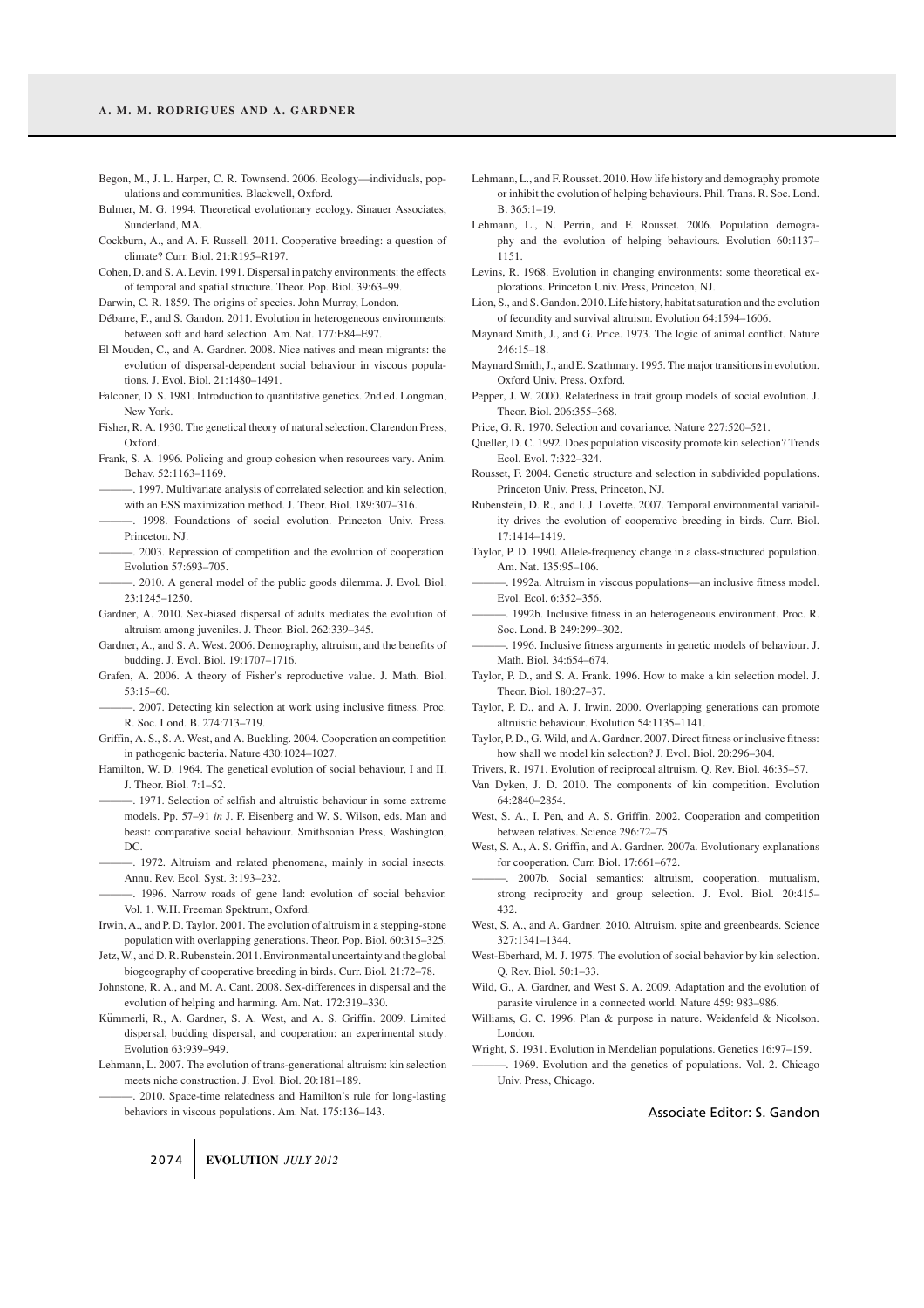Begon, M., J. L. Harper, C. R. Townsend. 2006. Ecology—individuals, populations and communities. Blackwell, Oxford.

Bulmer, M. G. 1994. Theoretical evolutionary ecology. Sinauer Associates, Sunderland, MA.

Cockburn, A., and A. F. Russell. 2011. Cooperative breeding: a question of climate? Curr. Biol. 21:R195–R197.

Cohen, D. and S. A. Levin. 1991. Dispersal in patchy environments: the effects of temporal and spatial structure. Theor. Pop. Biol. 39:63–99.

Darwin, C. R. 1859. The origins of species. John Murray, London.

Débarre, F., and S. Gandon. 2011. Evolution in heterogeneous environments: between soft and hard selection. Am. Nat. 177:E84–E97.

El Mouden, C., and A. Gardner. 2008. Nice natives and mean migrants: the evolution of dispersal-dependent social behaviour in viscous populations. J. Evol. Biol. 21:1480–1491.

Falconer, D. S. 1981. Introduction to quantitative genetics. 2nd ed. Longman, New York.

Fisher, R. A. 1930. The genetical theory of natural selection. Clarendon Press, Oxford.

Frank, S. A. 1996. Policing and group cohesion when resources vary. Anim. Behav. 52:1163–1169.

———. 1997. Multivariate analysis of correlated selection and kin selection, with an ESS maximization method. J. Theor. Biol. 189:307–316.

———. 1998. Foundations of social evolution. Princeton Univ. Press. Princeton. NJ.

———. 2003. Repression of competition and the evolution of cooperation. Evolution 57:693–705.

———. 2010. A general model of the public goods dilemma. J. Evol. Biol. 23:1245–1250.

Gardner, A. 2010. Sex-biased dispersal of adults mediates the evolution of altruism among juveniles. J. Theor. Biol. 262:339–345.

Gardner, A., and S. A. West. 2006. Demography, altruism, and the benefits of budding. J. Evol. Biol. 19:1707–1716.

Grafen, A. 2006. A theory of Fisher's reproductive value. J. Math. Biol. 53:15–60.

———. 2007. Detecting kin selection at work using inclusive fitness. Proc. R. Soc. Lond. B. 274:713–719.

Griffin, A. S., S. A. West, and A. Buckling. 2004. Cooperation an competition in pathogenic bacteria. Nature 430:1024–1027.

Hamilton, W. D. 1964. The genetical evolution of social behaviour, I and II. J. Theor. Biol. 7:1–52.

———. 1971. Selection of selfish and altruistic behaviour in some extreme models. Pp. 57–91 *in* J. F. Eisenberg and W. S. Wilson, eds. Man and beast: comparative social behaviour. Smithsonian Press, Washington, DC.

———. 1972. Altruism and related phenomena, mainly in social insects. Annu. Rev. Ecol. Syst. 3:193–232.

———. 1996. Narrow roads of gene land: evolution of social behavior. Vol. 1. W.H. Freeman Spektrum, Oxford.

Irwin, A., and P. D. Taylor. 2001. The evolution of altruism in a stepping-stone population with overlapping generations. Theor. Pop. Biol. 60:315–325.

Jetz, W., and D. R. Rubenstein. 2011. Environmental uncertainty and the global biogeography of cooperative breeding in birds. Curr. Biol. 21:72–78.

Johnstone, R. A., and M. A. Cant. 2008. Sex-differences in dispersal and the evolution of helping and harming. Am. Nat. 172:319–330.

Kümmerli, R., A. Gardner, S. A. West, and A. S. Griffin. 2009. Limited dispersal, budding dispersal, and cooperation: an experimental study. Evolution 63:939–949.

Lehmann, L. 2007. The evolution of trans-generational altruism: kin selection meets niche construction. J. Evol. Biol. 20:181–189.

———. 2010. Space-time relatedness and Hamilton's rule for long-lasting behaviors in viscous populations. Am. Nat. 175:136–143.

Lehmann, L., and F. Rousset. 2010. How life history and demography promote or inhibit the evolution of helping behaviours. Phil. Trans. R. Soc. Lond. B. 365:1–19.

Lehmann, L., N. Perrin, and F. Rousset. 2006. Population demography and the evolution of helping behaviours. Evolution 60:1137–1151.

Levins, R. 1968. Evolution in changing environments: some theoretical explorations. Princeton Univ. Press, Princeton, NJ.

Lion, S., and S. Gandon. 2010. Life history, habitat saturation and the evolution of fecundity and survival altruism. Evolution 64:1594–1606.

Maynard Smith, J., and G. Price. 1973. The logic of animal conflict. Nature 246:15–18.

Maynard Smith, J., and E. Szathmary. 1995. The major transitions in evolution. Oxford Univ. Press. Oxford.

Pepper, J. W. 2000. Relatedness in trait group models of social evolution. J. Theor. Biol. 206:355–368.

Price, G. R. 1970. Selection and covariance. Nature 227:520–521.

Queller, D. C. 1992. Does population viscosity promote kin selection? Trends Ecol. Evol. 7:322–324.

Rousset, F. 2004. Genetic structure and selection in subdivided populations. Princeton Univ. Press, Princeton, NJ.

Rubenstein, D. R., and I. J. Lovette. 2007. Temporal environmental variability drives the evolution of cooperative breeding in birds. Curr. Biol. 17:1414–1419.

Taylor, P. D. 1990. Allele-frequency change in a class-structured population. Am. Nat. 135:95–106.

———. 1992a. Altruism in viscous populations—an inclusive fitness model. Evol. Ecol. 6:352–356.

———. 1992b. Inclusive fitness in an heterogeneous environment. Proc. R. Soc. Lond. B 249:299–302.

———. 1996. Inclusive fitness arguments in genetic models of behaviour. J. Math. Biol. 34:654–674.

Taylor, P. D., and S. A. Frank. 1996. How to make a kin selection model. J. Theor. Biol. 180:27–37.

Taylor, P. D., and A. J. Irwin. 2000. Overlapping generations can promote altruistic behaviour. Evolution 54:1135–1141.

Taylor, P. D., G. Wild, and A. Gardner. 2007. Direct fitness or inclusive fitness: how shall we model kin selection? J. Evol. Biol. 20:296–304.

Trivers, R. 1971. Evolution of reciprocal altruism. Q. Rev. Biol. 46:35–57.

Van Dyken, J. D. 2010. The components of kin competition. Evolution 64:2840–2854.

West, S. A., I. Pen, and A. S. Griffin. 2002. Cooperation and competition between relatives. Science 296:72–75.

West, S. A., A. S. Griffin, and A. Gardner. 2007a. Evolutionary explanations for cooperation. Curr. Biol. 17:661–672.

———. 2007b. Social semantics: altruism, cooperation, mutualism, strong reciprocity and group selection. J. Evol. Biol. 20:415–432.

West, S. A., and A. Gardner. 2010. Altruism, spite and greenbeards. Science 327:1341–1344.

West-Eberhard, M. J. 1975. The evolution of social behavior by kin selection. Q. Rev. Biol. 50:1–33.

Wild, G., A. Gardner, and West S. A. 2009. Adaptation and the evolution of parasite virulence in a connected world. Nature 459: 983–986.

Williams, G. C. 1996. Plan & purpose in nature. Weidenfeld & Nicolson. London.

Wright, S. 1931. Evolution in Mendelian populations. Genetics 16:97–159.

———. 1969. Evolution and the genetics of populations. Vol. 2. Chicago Univ. Press, Chicago.

Associate Editor: S. Gandon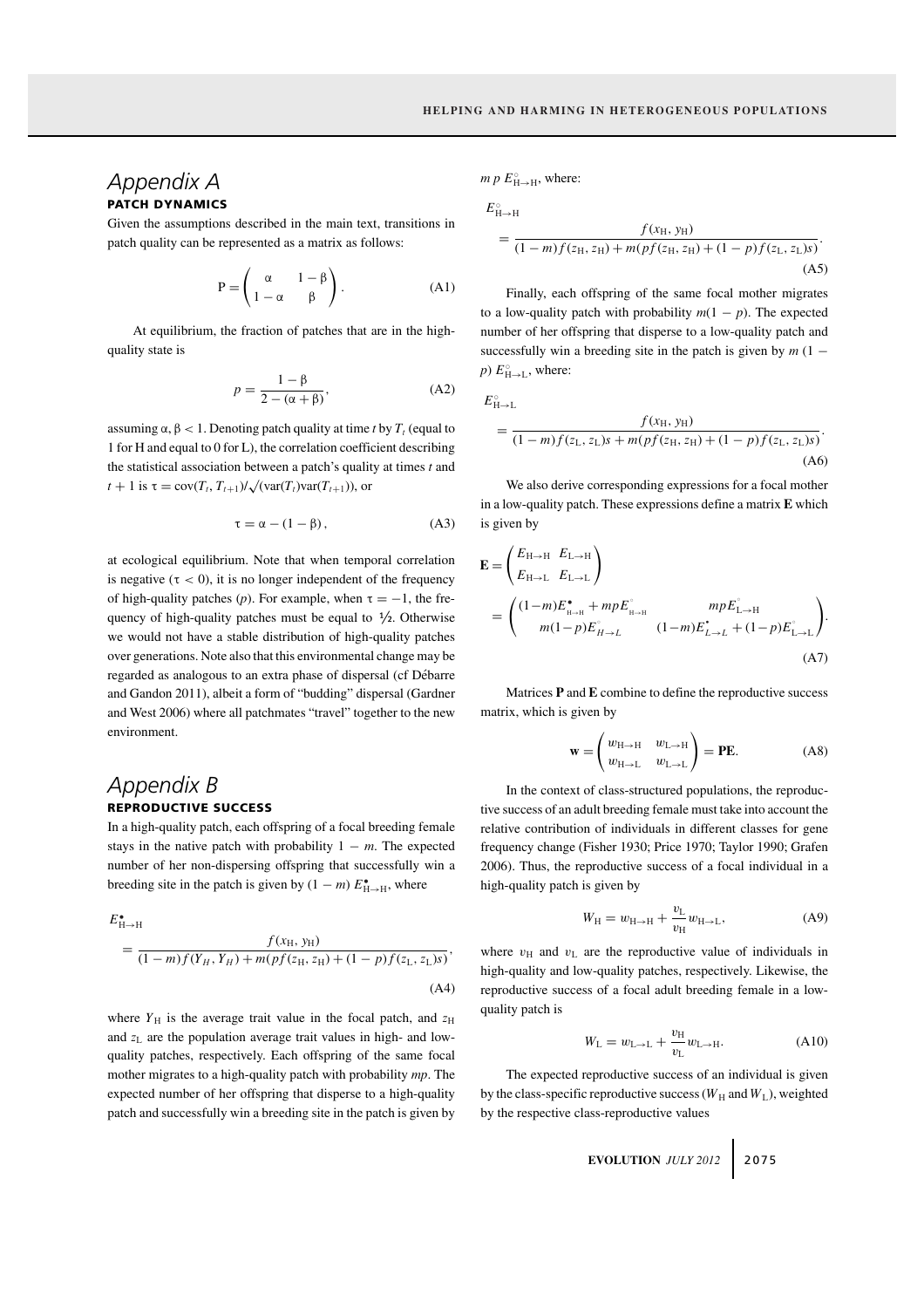# Appendix A

## PATCH DYNAMICS

Given the assumptions described in the main text, transitions in patch quality can be represented as a matrix as follows:

$$\mathrm{P} = \begin{pmatrix} \alpha & 1-\beta \\ 1-\alpha & \beta \end{pmatrix}. \tag{A1}$$

At equilibrium, the fraction of patches that are in the high-quality state is

$$p = \frac{1-\beta}{2-(\alpha+\beta)}, \tag{A2}$$

assuming $\alpha, \beta < 1$. Denoting patch quality at time $t$ by $T_t$ (equal to 1 for H and equal to 0 for L), the correlation coefficient describing the statistical association between a patch's quality at times $t$ and $t+1$ is $\tau = \mathrm{cov}(T_t, T_{t+1})/\sqrt{(\mathrm{var}(T_t)\mathrm{var}(T_{t+1}))}$, or

$$\tau = \alpha - (1-\beta), \tag{A3}$$

at ecological equilibrium. Note that when temporal correlation is negative ($\tau < 0$), it is no longer independent of the frequency of high-quality patches ($p$). For example, when $\tau = -1$, the frequency of high-quality patches must be equal to ½. Otherwise we would not have a stable distribution of high-quality patches over generations. Note also that this environmental change may be regarded as analogous to an extra phase of dispersal (cf Débarre and Gandon 2011), albeit a form of "budding" dispersal (Gardner and West 2006) where all patchmates "travel" together to the new environment.

# Appendix B

## REPRODUCTIVE SUCCESS

In a high-quality patch, each offspring of a focal breeding female stays in the native patch with probability $1-m$. The expected number of her non-dispersing offspring that successfully win a breeding site in the patch is given by $(1-m)\,E^{\bullet}_{\mathrm{H}\to\mathrm{H}}$, where

$$E^{\bullet}_{\mathrm{H}\to\mathrm{H}} = \frac{f(x_{\mathrm{H}}, y_{\mathrm{H}})}{(1-m)f(Y_H, Y_H) + m(pf(z_{\mathrm{H}}, z_{\mathrm{H}}) + (1-p)f(z_{\mathrm{L}}, z_{\mathrm{L}})s)}, \tag{A4}$$

where $Y_{\mathrm{H}}$ is the average trait value in the focal patch, and $z_{\mathrm{H}}$ and $z_{\mathrm{L}}$ are the population average trait values in high- and low-quality patches, respectively. Each offspring of the same focal mother migrates to a high-quality patch with probability $mp$. The expected number of her offspring that disperse to a high-quality patch and successfully win a breeding site in the patch is given by $m\,p\,E^{\circ}_{\mathrm{H}\to\mathrm{H}}$, where:

$$E^{\circ}_{\mathrm{H}\to\mathrm{H}} = \frac{f(x_{\mathrm{H}}, y_{\mathrm{H}})}{(1-m)f(z_{\mathrm{H}}, z_{\mathrm{H}}) + m(pf(z_{\mathrm{H}}, z_{\mathrm{H}}) + (1-p)f(z_{\mathrm{L}}, z_{\mathrm{L}})s)}. \tag{A5}$$

Finally, each offspring of the same focal mother migrates to a low-quality patch with probability $m(1-p)$. The expected number of her offspring that disperse to a low-quality patch and successfully win a breeding site in the patch is given by $m\,(1-p)\,E^{\circ}_{\mathrm{H}\to\mathrm{L}}$, where:

$$E^{\circ}_{\mathrm{H}\to\mathrm{L}} = \frac{f(x_{\mathrm{H}}, y_{\mathrm{H}})}{(1-m)f(z_{\mathrm{L}}, z_{\mathrm{L}})s + m(pf(z_{\mathrm{H}}, z_{\mathrm{H}}) + (1-p)f(z_{\mathrm{L}}, z_{\mathrm{L}})s)}. \tag{A6}$$

We also derive corresponding expressions for a focal mother in a low-quality patch. These expressions define a matrix $\mathbf{E}$ which is given by

$$\mathbf{E} = \begin{pmatrix} E_{\mathrm{H}\to\mathrm{H}} & E_{\mathrm{L}\to\mathrm{H}} \\ E_{\mathrm{H}\to\mathrm{L}} & E_{\mathrm{L}\to\mathrm{L}} \end{pmatrix} = \begin{pmatrix} (1-m)E^{\bullet}_{\mathrm{H}\to\mathrm{H}} + mpE^{\circ}_{\mathrm{H}\to\mathrm{H}} & mpE^{\circ}_{\mathrm{L}\to\mathrm{H}} \\ m(1-p)E^{\circ}_{H\to L} & (1-m)E^{\bullet}_{L\to L} + (1-p)E^{\circ}_{\mathrm{L}\to\mathrm{L}} \end{pmatrix}. \tag{A7}$$

Matrices $\mathbf{P}$ and $\mathbf{E}$ combine to define the reproductive success matrix, which is given by

$$\mathbf{w} = \begin{pmatrix} w_{\mathrm{H}\to\mathrm{H}} & w_{\mathrm{L}\to\mathrm{H}} \\ w_{\mathrm{H}\to\mathrm{L}} & w_{\mathrm{L}\to\mathrm{L}} \end{pmatrix} = \mathbf{PE}. \tag{A8}$$

In the context of class-structured populations, the reproductive success of an adult breeding female must take into account the relative contribution of individuals in different classes for gene frequency change (Fisher 1930; Price 1970; Taylor 1990; Grafen 2006). Thus, the reproductive success of a focal individual in a high-quality patch is given by

$$W_{\mathrm{H}} = w_{\mathrm{H}\to\mathrm{H}} + \frac{v_{\mathrm{L}}}{v_{\mathrm{H}}} w_{\mathrm{H}\to\mathrm{L}}, \tag{A9}$$

where $v_{\mathrm{H}}$ and $v_{\mathrm{L}}$ are the reproductive value of individuals in high-quality and low-quality patches, respectively. Likewise, the reproductive success of a focal adult breeding female in a low-quality patch is

$$W_{\mathrm{L}} = w_{\mathrm{L}\to\mathrm{L}} + \frac{v_{\mathrm{H}}}{v_{\mathrm{L}}} w_{\mathrm{L}\to\mathrm{H}}. \tag{A10}$$

The expected reproductive success of an individual is given by the class-specific reproductive success ($W_{\mathrm{H}}$ and $W_{\mathrm{L}}$), weighted by the respective class-reproductive values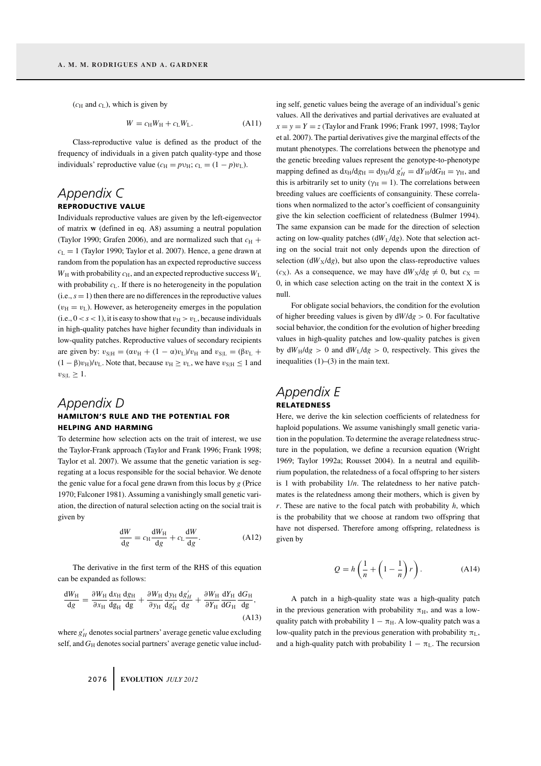($c_H$ and $c_L$), which is given by

$$W = c_H W_H + c_L W_L. \tag{A11}$$

Class-reproductive value is defined as the product of the frequency of individuals in a given patch quality-type and those individuals' reproductive value ($c_H = p\upsilon_H$; $c_L = (1-p)\upsilon_L$).

## Appendix C

### REPRODUCTIVE VALUE

Individuals reproductive values are given by the left-eigenvector of matrix $\mathbf{w}$ (defined in eq. A8) assuming a neutral population (Taylor 1990; Grafen 2006), and are normalized such that $c_H + c_L = 1$ (Taylor 1990; Taylor et al. 2007). Hence, a gene drawn at random from the population has an expected reproductive success $W_H$ with probability $c_H$, and an expected reproductive success $W_L$ with probability $c_L$. If there is no heterogeneity in the population (i.e., $s = 1$) then there are no differences in the reproductive values ($\upsilon_H = \upsilon_L$). However, as heterogeneity emerges in the population (i.e., $0 < s < 1$), it is easy to show that $\upsilon_H > \upsilon_L$, because individuals in high-quality patches have higher fecundity than individuals in low-quality patches. Reproductive values of secondary recipients are given by: $\upsilon_{S|H} = (\alpha\upsilon_H + (1-\alpha)\upsilon_L)/\upsilon_H$ and $\upsilon_{S|L} = (\beta\upsilon_L + (1-\beta)\upsilon_H)/\upsilon_L$. Note that, because $\upsilon_H \geq \upsilon_L$, we have $\upsilon_{S|H} \leq 1$ and $\upsilon_{S|L} \geq 1$.

## Appendix D

### HAMILTON'S RULE AND THE POTENTIAL FOR HELPING AND HARMING

To determine how selection acts on the trait of interest, we use the Taylor-Frank approach (Taylor and Frank 1996; Frank 1998; Taylor et al. 2007). We assume that the genetic variation is segregating at a locus responsible for the social behavior. We denote the genic value for a focal gene drawn from this locus by $g$ (Price 1970; Falconer 1981). Assuming a vanishingly small genetic variation, the direction of natural selection acting on the social trait is given by

$$\frac{dW}{dg} = c_H \frac{dW_H}{dg} + c_L \frac{dW}{dg}. \tag{A12}$$

The derivative in the first term of the RHS of this equation can be expanded as follows:

$$\frac{dW_H}{dg} = \frac{\partial W_H}{\partial x_H}\frac{dx_H}{dg_H}\frac{dg_H}{dg} + \frac{\partial W_H}{\partial y_H}\frac{dy_H}{dg'_H}\frac{dg'_H}{dg} + \frac{\partial W_H}{\partial Y_H}\frac{dY_H}{dG_H}\frac{dG_H}{dg}, \tag{A13}$$

where $g'_H$ denotes social partners' average genetic value excluding self, and $G_H$ denotes social partners' average genetic value including self, genetic values being the average of an individual's genic values. All the derivatives and partial derivatives are evaluated at $x = y = Y = z$ (Taylor and Frank 1996; Frank 1997, 1998; Taylor et al. 2007). The partial derivatives give the marginal effects of the mutant phenotypes. The correlations between the phenotype and the genetic breeding values represent the genotype-to-phenotype mapping defined as $dx_H/dg_H = dy_H/d\,g'_H = dY_H/dG_H = \gamma_H$, and this is arbitrarily set to unity ($\gamma_H = 1$). The correlations between breeding values are coefficients of consanguinity. These correlations when normalized to the actor's coefficient of consanguinity give the kin selection coefficient of relatedness (Bulmer 1994). The same expansion can be made for the direction of selection acting on low-quality patches ($dW_L/dg$). Note that selection acting on the social trait not only depends upon the direction of selection ($dW_X/dg$), but also upon the class-reproductive values ($c_X$). As a consequence, we may have $dW_X/dg \neq 0$, but $c_X = 0$, in which case selection acting on the trait in the context X is null.

For obligate social behaviors, the condition for the evolution of higher breeding values is given by $dW/dg > 0$. For facultative social behavior, the condition for the evolution of higher breeding values in high-quality patches and low-quality patches is given by $dW_H/dg > 0$ and $dW_L/dg > 0$, respectively. This gives the inequalities (1)–(3) in the main text.

## Appendix E

### RELATEDNESS

Here, we derive the kin selection coefficients of relatedness for haploid populations. We assume vanishingly small genetic variation in the population. To determine the average relatedness structure in the population, we define a recursion equation (Wright 1969; Taylor 1992a; Rousset 2004). In a neutral and equilibrium population, the relatedness of a focal offspring to her sisters is 1 with probability $1/n$. The relatedness to her native patchmates is the relatedness among their mothers, which is given by $r$. These are native to the focal patch with probability $h$, which is the probability that we choose at random two offspring that have not dispersed. Therefore among offspring, relatedness is given by

$$Q = h\left(\frac{1}{n} + \left(1 - \frac{1}{n}\right)r\right). \tag{A14}$$

A patch in a high-quality state was a high-quality patch in the previous generation with probability $\pi_H$, and was a low-quality patch with probability $1 - \pi_H$. A low-quality patch was a low-quality patch in the previous generation with probability $\pi_L$, and a high-quality patch with probability $1 - \pi_L$. The recursion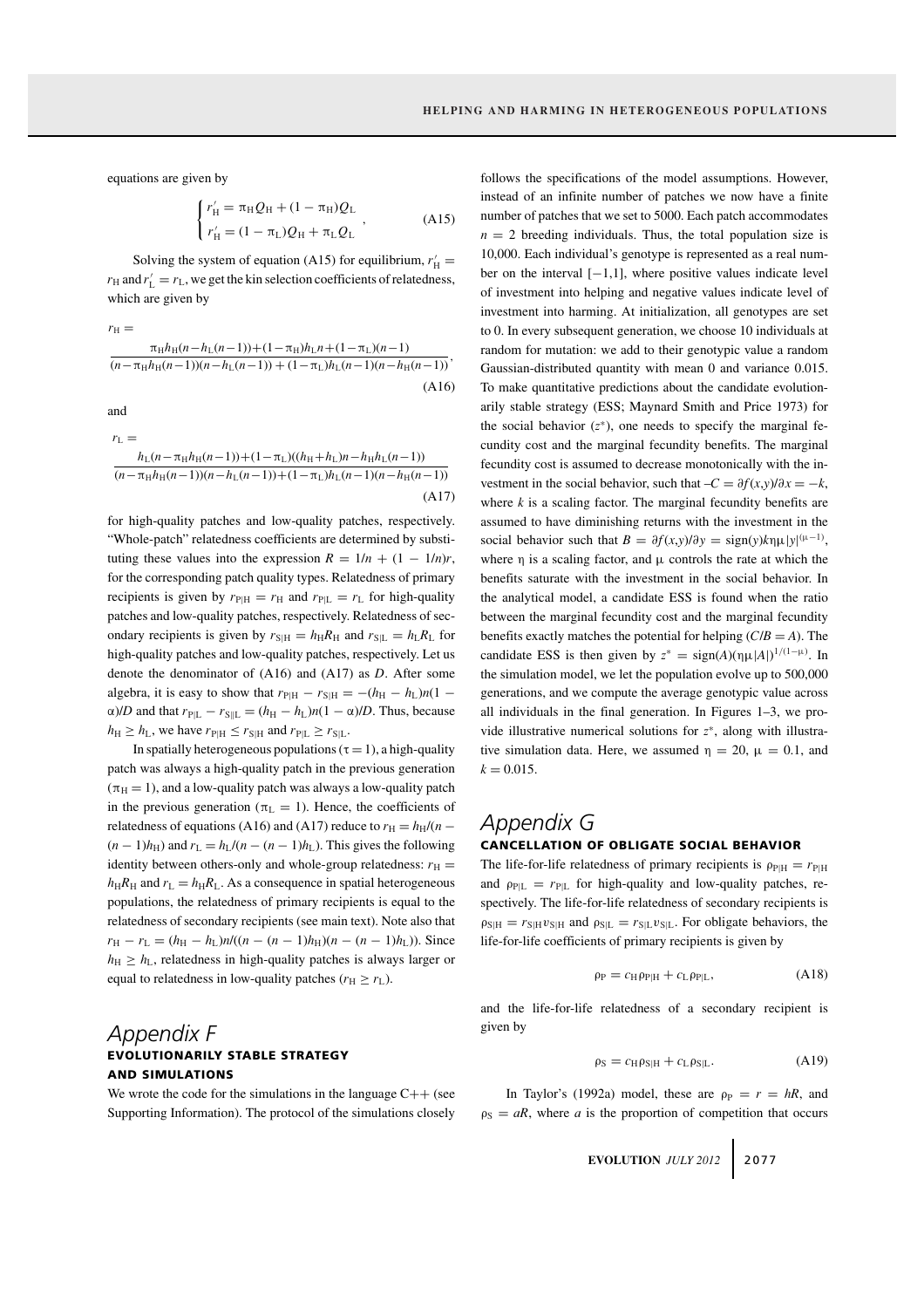equations are given by

$$
\begin{cases} r'_{\mathrm{H}} = \pi_{\mathrm{H}} Q_{\mathrm{H}} + (1 - \pi_{\mathrm{H}}) Q_{\mathrm{L}} \\ r'_{\mathrm{H}} = (1 - \pi_{\mathrm{L}}) Q_{\mathrm{H}} + \pi_{\mathrm{L}} Q_{\mathrm{L}} \end{cases}, \tag{A15}
$$

Solving the system of equation (A15) for equilibrium, $r'_{\mathrm{H}} = r_{\mathrm{H}}$ and $r'_{\mathrm{L}} = r_{\mathrm{L}}$, we get the kin selection coefficients of relatedness, which are given by

$$
r_{\mathrm{H}} = \frac{\pi_{\mathrm{H}} h_{\mathrm{H}}(n - h_{\mathrm{L}}(n-1)) + (1-\pi_{\mathrm{H}}) h_{\mathrm{L}} n + (1-\pi_{\mathrm{L}})(n-1)}{(n - \pi_{\mathrm{H}} h_{\mathrm{H}}(n-1))(n - h_{\mathrm{L}}(n-1)) + (1-\pi_{\mathrm{L}}) h_{\mathrm{L}}(n-1)(n - h_{\mathrm{H}}(n-1))}, \tag{A16}
$$

and

$$
r_{\mathrm{L}} = \frac{h_{\mathrm{L}}(n - \pi_{\mathrm{H}} h_{\mathrm{H}}(n-1)) + (1-\pi_{\mathrm{L}})((h_{\mathrm{H}} + h_{\mathrm{L}})n - h_{\mathrm{H}} h_{\mathrm{L}}(n-1))}{(n - \pi_{\mathrm{H}} h_{\mathrm{H}}(n-1))(n - h_{\mathrm{L}}(n-1)) + (1-\pi_{\mathrm{L}}) h_{\mathrm{L}}(n-1)(n - h_{\mathrm{H}}(n-1))} \tag{A17}
$$

for high-quality patches and low-quality patches, respectively. "Whole-patch" relatedness coefficients are determined by substituting these values into the expression $R = 1/n + (1 - 1/n)r$, for the corresponding patch quality types. Relatedness of primary recipients is given by $r_{\mathrm{P|H}} = r_{\mathrm{H}}$ and $r_{\mathrm{P|L}} = r_{\mathrm{L}}$ for high-quality patches and low-quality patches, respectively. Relatedness of secondary recipients is given by $r_{\mathrm{S|H}} = h_{\mathrm{H}} R_{\mathrm{H}}$ and $r_{\mathrm{S|L}} = h_{\mathrm{L}} R_{\mathrm{L}}$ for high-quality patches and low-quality patches, respectively. Let us denote the denominator of (A16) and (A17) as $D$. After some algebra, it is easy to show that $r_{\mathrm{P|H}} - r_{\mathrm{S|H}} = -(h_{\mathrm{H}} - h_{\mathrm{L}})n(1 - \alpha)/D$ and that $r_{\mathrm{P|L}} - r_{\mathrm{S||L}} = (h_{\mathrm{H}} - h_{\mathrm{L}})n(1 - \alpha)/D$. Thus, because $h_{\mathrm{H}} \geq h_{\mathrm{L}}$, we have $r_{\mathrm{P|H}} \leq r_{\mathrm{S|H}}$ and $r_{\mathrm{P|L}} \geq r_{\mathrm{S|L}}$.

In spatially heterogeneous populations ($\tau = 1$), a high-quality patch was always a high-quality patch in the previous generation ($\pi_{\mathrm{H}} = 1$), and a low-quality patch was always a low-quality patch in the previous generation ($\pi_{\mathrm{L}} = 1$). Hence, the coefficients of relatedness of equations (A16) and (A17) reduce to $r_{\mathrm{H}} = h_{\mathrm{H}}/(n - (n-1)h_{\mathrm{H}})$ and $r_{\mathrm{L}} = h_{\mathrm{L}}/(n - (n-1)h_{\mathrm{L}})$. This gives the following identity between others-only and whole-group relatedness: $r_{\mathrm{H}} = h_{\mathrm{H}} R_{\mathrm{H}}$ and $r_{\mathrm{L}} = h_{\mathrm{H}} R_{\mathrm{L}}$. As a consequence in spatial heterogeneous populations, the relatedness of primary recipients is equal to the relatedness of secondary recipients (see main text). Note also that $r_{\mathrm{H}} - r_{\mathrm{L}} = (h_{\mathrm{H}} - h_{\mathrm{L}})n/((n - (n-1)h_{\mathrm{H}})(n - (n-1)h_{\mathrm{L}}))$. Since $h_{\mathrm{H}} \geq h_{\mathrm{L}}$, relatedness in high-quality patches is always larger or equal to relatedness in low-quality patches ($r_{\mathrm{H}} \geq r_{\mathrm{L}}$).

# Appendix F

## EVOLUTIONARILY STABLE STRATEGY AND SIMULATIONS

We wrote the code for the simulations in the language C++ (see Supporting Information). The protocol of the simulations closely follows the specifications of the model assumptions. However, instead of an infinite number of patches we now have a finite number of patches that we set to 5000. Each patch accommodates $n = 2$ breeding individuals. Thus, the total population size is 10,000. Each individual's genotype is represented as a real number on the interval $[-1,1]$, where positive values indicate level of investment into helping and negative values indicate level of investment into harming. At initialization, all genotypes are set to 0. In every subsequent generation, we choose 10 individuals at random for mutation: we add to their genotypic value a random Gaussian-distributed quantity with mean 0 and variance 0.015. To make quantitative predictions about the candidate evolutionarily stable strategy (ESS; Maynard Smith and Price 1973) for the social behavior ($z^*$), one needs to specify the marginal fecundity cost and the marginal fecundity benefits. The marginal fecundity cost is assumed to decrease monotonically with the investment in the social behavior, such that $-C = \partial f(x,y)/\partial x = -k$, where $k$ is a scaling factor. The marginal fecundity benefits are assumed to have diminishing returns with the investment in the social behavior such that $B = \partial f(x,y)/\partial y = \mathrm{sign}(y) k \eta \mu |y|^{(\mu-1)}$, where $\eta$ is a scaling factor, and $\mu$ controls the rate at which the benefits saturate with the investment in the social behavior. In the analytical model, a candidate ESS is found when the ratio between the marginal fecundity cost and the marginal fecundity benefits exactly matches the potential for helping ($C/B = A$). The candidate ESS is then given by $z^* = \mathrm{sign}(A)(\eta\mu|A|)^{1/(1-\mu)}$. In the simulation model, we let the population evolve up to 500,000 generations, and we compute the average genotypic value across all individuals in the final generation. In Figures 1–3, we provide illustrative numerical solutions for $z^*$, along with illustrative simulation data. Here, we assumed $\eta = 20$, $\mu = 0.1$, and $k = 0.015$.

# Appendix G

## CANCELLATION OF OBLIGATE SOCIAL BEHAVIOR

The life-for-life relatedness of primary recipients is $\rho_{\mathrm{P|H}} = r_{\mathrm{P|H}}$ and $\rho_{\mathrm{P|L}} = r_{\mathrm{P|L}}$ for high-quality and low-quality patches, respectively. The life-for-life relatedness of secondary recipients is $\rho_{\mathrm{S|H}} = r_{\mathrm{S|H}} \upsilon_{\mathrm{S|H}}$ and $\rho_{\mathrm{S|L}} = r_{\mathrm{S|L}} \upsilon_{\mathrm{S|L}}$. For obligate behaviors, the life-for-life coefficients of primary recipients is given by

$$
\rho_{\mathrm{P}} = c_{\mathrm{H}} \rho_{\mathrm{P|H}} + c_{\mathrm{L}} \rho_{\mathrm{P|L}}, \tag{A18}
$$

and the life-for-life relatedness of a secondary recipient is given by

$$
\rho_{\mathrm{S}} = c_{\mathrm{H}} \rho_{\mathrm{S|H}} + c_{\mathrm{L}} \rho_{\mathrm{S|L}}. \tag{A19}
$$

In Taylor's (1992a) model, these are $\rho_{\mathrm{P}} = r = hR$, and $\rho_{\mathrm{S}} = aR$, where $a$ is the proportion of competition that occurs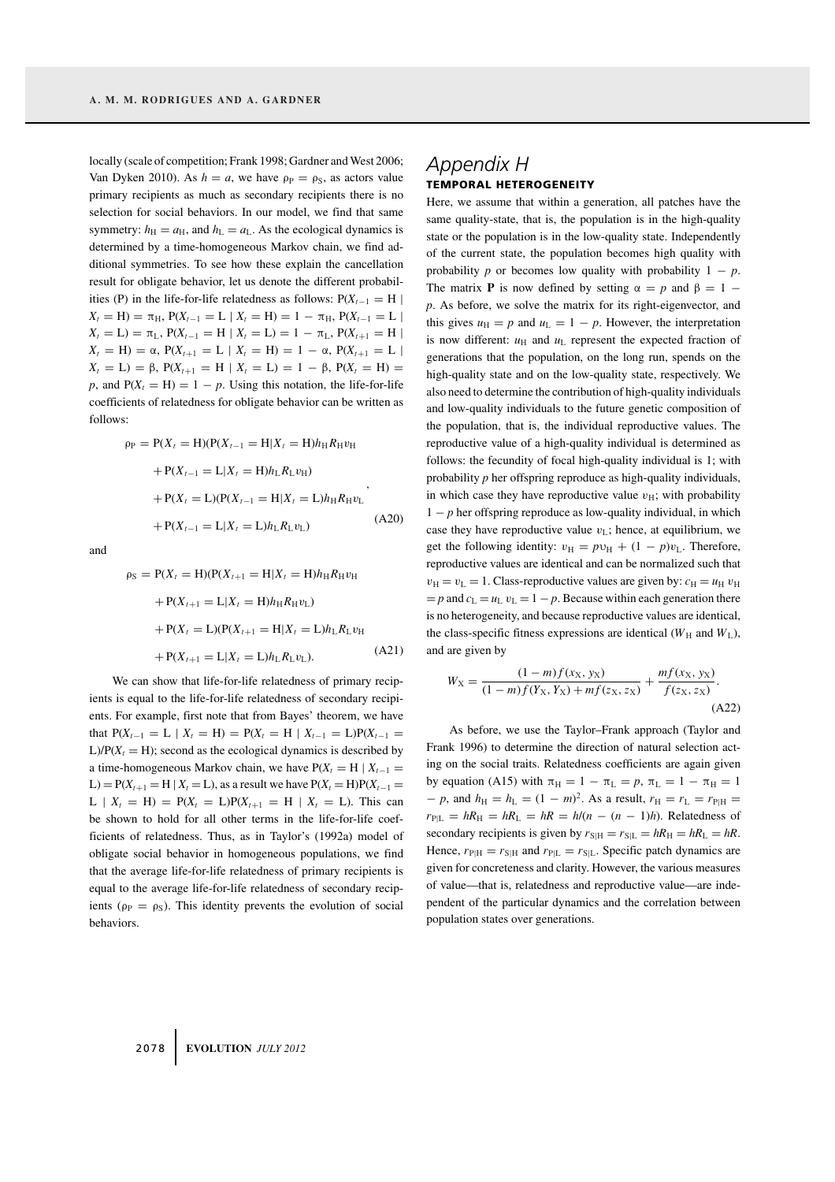locally (scale of competition; Frank 1998; Gardner and West 2006; Van Dyken 2010). As $h = a$, we have $\rho_P = \rho_S$, as actors value primary recipients as much as secondary recipients there is no selection for social behaviors. In our model, we find that same symmetry: $h_H = a_H$, and $h_L = a_L$. As the ecological dynamics is determined by a time-homogeneous Markov chain, we find additional symmetries. To see how these explain the cancellation result for obligate behavior, let us denote the different probabilities (P) in the life-for-life relatedness as follows: $P(X_{t-1} = H \mid X_t = H) = \pi_H$, $P(X_{t-1} = L \mid X_t = H) = 1 - \pi_H$, $P(X_{t-1} = L \mid X_t = L) = \pi_L$, $P(X_{t-1} = H \mid X_t = L) = 1 - \pi_L$, $P(X_{t+1} = H \mid X_t = H) = \alpha$, $P(X_{t+1} = L \mid X_t = H) = 1 - \alpha$, $P(X_{t+1} = L \mid X_t = L) = \beta$, $P(X_{t+1} = H \mid X_t = L) = 1 - \beta$, $P(X_t = H) = p$, and $P(X_t = H) = 1 - p$. Using this notation, the life-for-life coefficients of relatedness for obligate behavior can be written as follows:

$$\begin{aligned}
\rho_P = {} & P(X_t = H)(P(X_{t-1} = H|X_t = H)h_H R_H v_H \\
& + P(X_{t-1} = L|X_t = H)h_L R_L v_H) \\
& + P(X_t = L)(P(X_{t-1} = H|X_t = L)h_H R_H v_L \\
& + P(X_{t-1} = L|X_t = L)h_L R_L v_L)
\end{aligned} \tag{A20}$$

and

$$\begin{aligned}
\rho_S = {} & P(X_t = H)(P(X_{t+1} = H|X_t = H)h_H R_H v_H \\
& + P(X_{t+1} = L|X_t = H)h_H R_H v_L) \\
& + P(X_t = L)(P(X_{t+1} = H|X_t = L)h_L R_L v_H \\
& + P(X_{t+1} = L|X_t = L)h_L R_L v_L).
\end{aligned} \tag{A21}$$

We can show that life-for-life relatedness of primary recipients is equal to the life-for-life relatedness of secondary recipients. For example, first note that from Bayes' theorem, we have that $P(X_{t-1} = L \mid X_t = H) = P(X_t = H \mid X_{t-1} = L)P(X_{t-1} = L)/P(X_t = H)$; second as the ecological dynamics is described by a time-homogeneous Markov chain, we have $P(X_t = H \mid X_{t-1} = L) = P(X_{t+1} = H \mid X_t = L)$, as a result we have $P(X_t = H)P(X_{t-1} = L \mid X_t = H) = P(X_t = L)P(X_{t+1} = H \mid X_t = L)$. This can be shown to hold for all other terms in the life-for-life coefficients of relatedness. Thus, as in Taylor's (1992a) model of obligate social behavior in homogeneous populations, we find that the average life-for-life relatedness of primary recipients is equal to the average life-for-life relatedness of secondary recipients ($\rho_P = \rho_S$). This identity prevents the evolution of social behaviors.

# Appendix H

## TEMPORAL HETEROGENEITY

Here, we assume that within a generation, all patches have the same quality-state, that is, the population is in the high-quality state or the population is in the low-quality state. Independently of the current state, the population becomes high quality with probability $p$ or becomes low quality with probability $1 - p$. The matrix $\mathbf{P}$ is now defined by setting $\alpha = p$ and $\beta = 1 - p$. As before, we solve the matrix for its right-eigenvector, and this gives $u_H = p$ and $u_L = 1 - p$. However, the interpretation is now different: $u_H$ and $u_L$ represent the expected fraction of generations that the population, on the long run, spends on the high-quality state and on the low-quality state, respectively. We also need to determine the contribution of high-quality individuals and low-quality individuals to the future genetic composition of the population, that is, the individual reproductive values. The reproductive value of a high-quality individual is determined as follows: the fecundity of focal high-quality individual is 1; with probability $p$ her offspring reproduce as high-quality individuals, in which case they have reproductive value $v_H$; with probability $1 - p$ her offspring reproduce as low-quality individual, in which case they have reproductive value $v_L$; hence, at equilibrium, we get the following identity: $v_H = pv_H + (1 - p)v_L$. Therefore, reproductive values are identical and can be normalized such that $v_H = v_L = 1$. Class-reproductive values are given by: $c_H = u_H v_H = p$ and $c_L = u_L v_L = 1 - p$. Because within each generation there is no heterogeneity, and because reproductive values are identical, the class-specific fitness expressions are identical ($W_H$ and $W_L$), and are given by

$$W_X = \frac{(1 - m)f(x_X, y_X)}{(1 - m)f(Y_X, Y_X) + mf(z_X, z_X)} + \frac{mf(x_X, y_X)}{f(z_X, z_X)}. \tag{A22}$$

As before, we use the Taylor–Frank approach (Taylor and Frank 1996) to determine the direction of natural selection acting on the social traits. Relatedness coefficients are again given by equation (A15) with $\pi_H = 1 - \pi_L = p$, $\pi_L = 1 - \pi_H = 1 - p$, and $h_H = h_L = (1 - m)^2$. As a result, $r_H = r_L = r_{P|H} = r_{P|L} = hR_H = hR_L = hR = h/(n - (n - 1)h)$. Relatedness of secondary recipients is given by $r_{S|H} = r_{S|L} = hR_H = hR_L = hR$. Hence, $r_{P|H} = r_{S|H}$ and $r_{P|L} = r_{S|L}$. Specific patch dynamics are given for concreteness and clarity. However, the various measures of value—that is, relatedness and reproductive value—are independent of the particular dynamics and the correlation between population states over generations.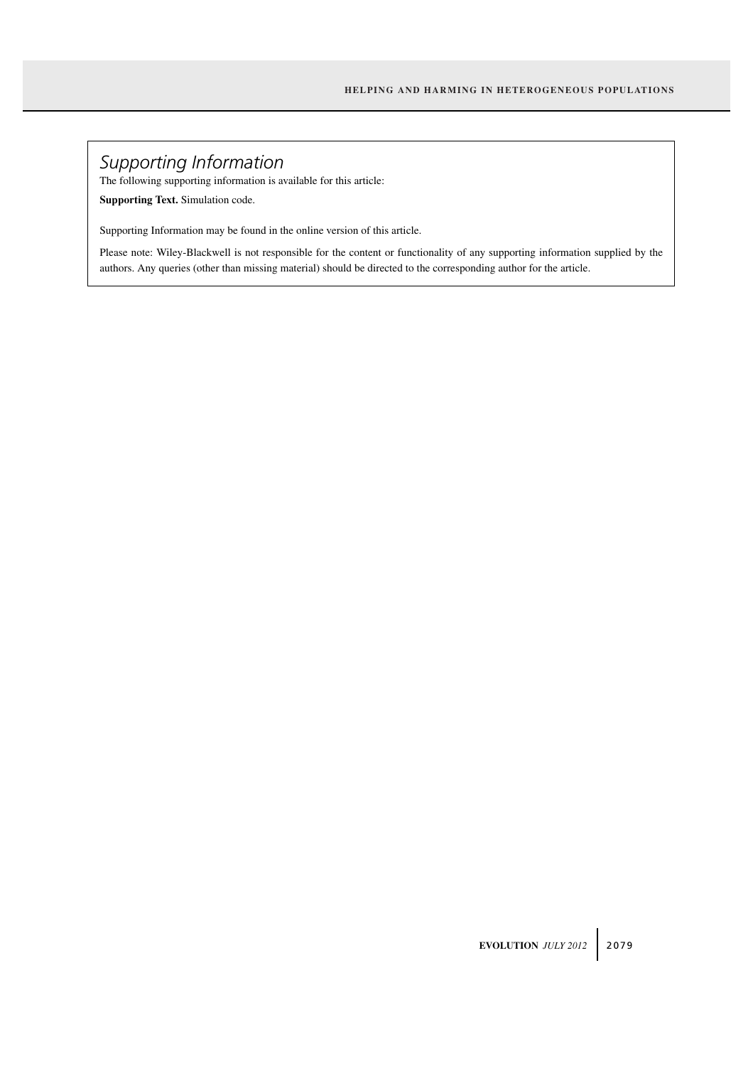## *Supporting Information*

The following supporting information is available for this article:

**Supporting Text.** Simulation code.

Supporting Information may be found in the online version of this article.

Please note: Wiley-Blackwell is not responsible for the content or functionality of any supporting information supplied by the authors. Any queries (other than missing material) should be directed to the corresponding author for the article.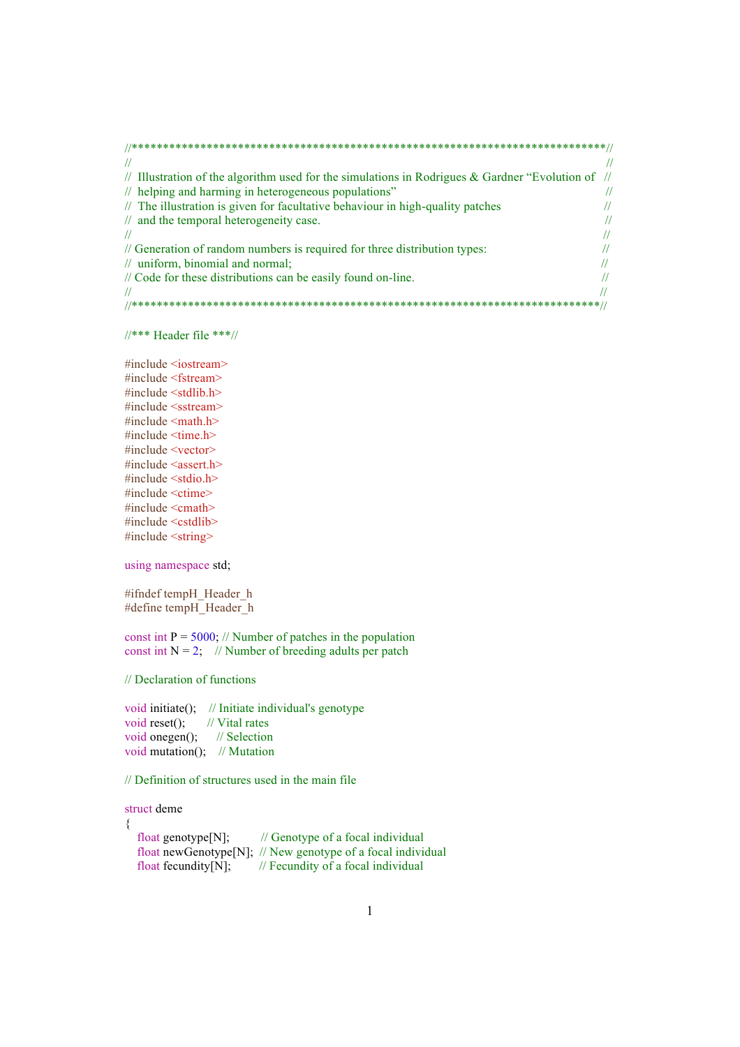```
//****************************************************************************//
//                                                                            //
//  Illustration of the algorithm used for the simulations in Rodrigues & Gardner "Evolution of   //
//  helping and harming in heterogeneous populations"                         //
//  The illustration is given for facultative behaviour in high-quality patches  //
//  and the temporal heterogeneity case.                                      //
//                                                                            //
// Generation of random numbers is required for three distribution types:    //
//  uniform, binomial and normal;                                             //
// Code for these distributions can be easily found on-line.                  //
//                                                                            //
//****************************************************************************//

//*** Header file ***//

#include <iostream>
#include <fstream>
#include <stdlib.h>
#include <sstream>
#include <math.h>
#include <time.h>
#include <vector>
#include <assert.h>
#include <stdio.h>
#include <ctime>
#include <cmath>
#include <cstdlib>
#include <string>

using namespace std;

#ifndef tempH_Header_h
#define tempH_Header_h

const int P = 5000; // Number of patches in the population
const int N = 2;    // Number of breeding adults per patch

// Declaration of functions

void initiate();    // Initiate individual's genotype
void reset();       // Vital rates
void onegen();      // Selection
void mutation();    // Mutation

// Definition of structures used in the main file

struct deme
{
    float genotype[N];         // Genotype of a focal individual
    float newGenotype[N];  // New genotype of a focal individual
    float fecundity[N];        // Fecundity of a focal individual
```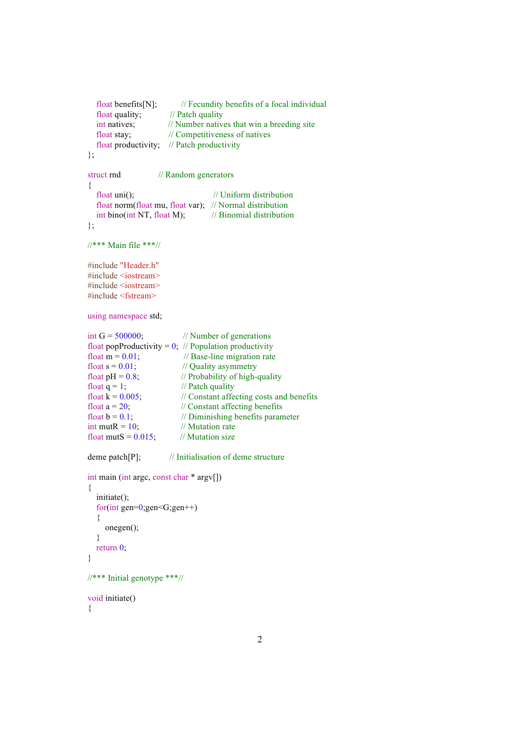```
    float benefits[N];          // Fecundity benefits of a focal individual
    float quality;              // Patch quality
    int natives;                // Number natives that win a breeding site
    float stay;                 // Competitiveness of natives
    float productivity;         // Patch productivity
};

struct rnd              // Random generators
{
    float uni();                                // Uniform distribution
    float norm(float mu, float var);   // Normal distribution
    int bino(int NT, float M);          // Binomial distribution
};

//*** Main file ***//

#include "Header.h"
#include <iostream>
#include <iostream>
#include <fstream>

using namespace std;

int G = 500000;                 // Number of generations
float popProductivity = 0;  // Population productivity
float m = 0.01;                  // Base-line migration rate
float s = 0.01;                  // Quality asymmetry
float pH = 0.8;                 // Probability of high-quality
float q = 1;                     // Patch quality
float k = 0.005;                // Constant affecting costs and benefits
float a = 20;                    // Constant affecting benefits
float b = 0.1;                   // Diminishing benefits parameter
int mutR = 10;                  // Mutation rate
float mutS = 0.015;           // Mutation size

deme patch[P];            // Initialisation of deme structure

int main (int argc, const char * argv[])
{
    initiate();
    for(int gen=0;gen<G;gen++)
    {
        onegen();
    }
    return 0;
}

//*** Initial genotype ***//

void initiate()
{
```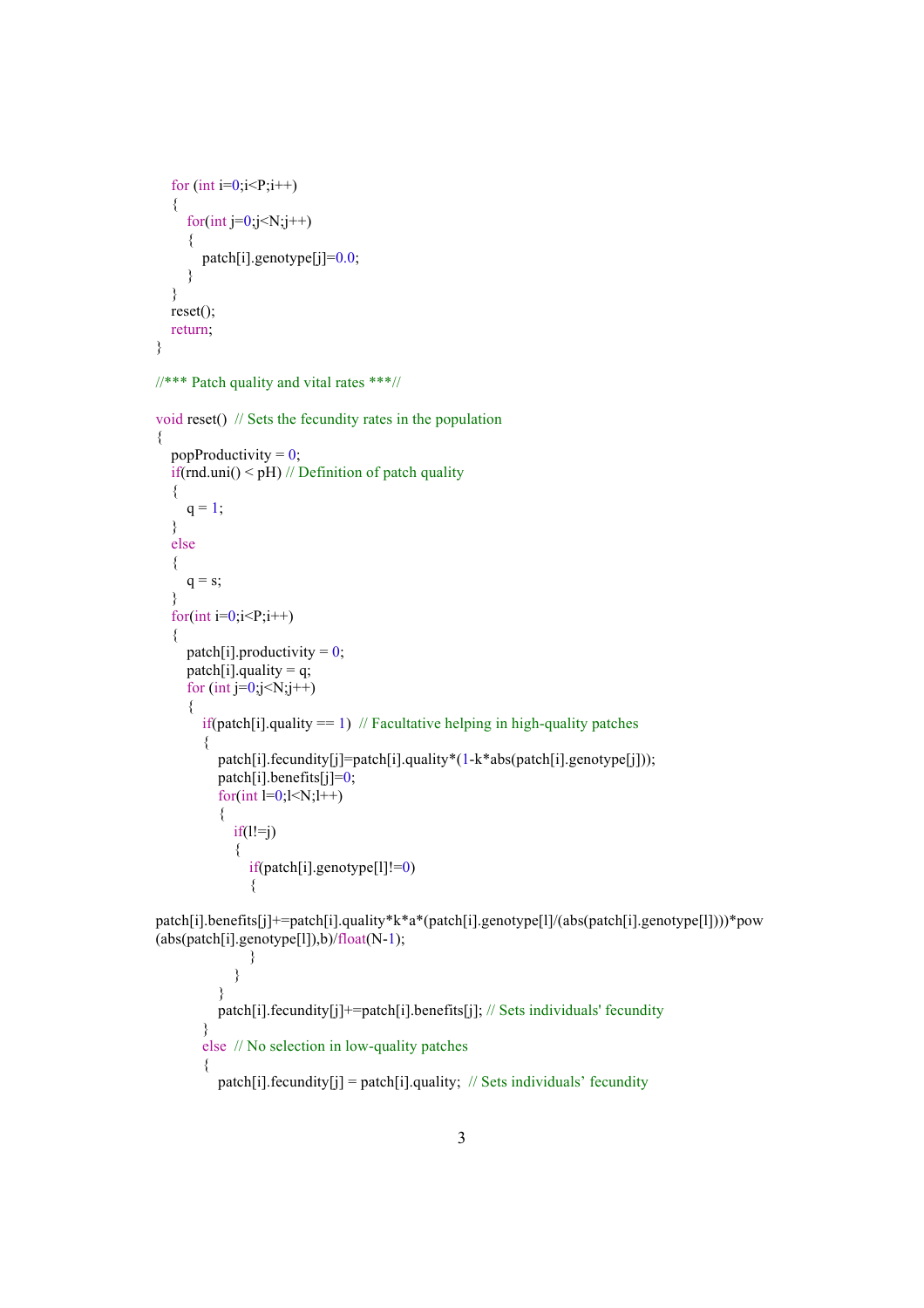```
    for (int i=0;i<P;i++)
    {
        for(int j=0;j<N;j++)
        {
            patch[i].genotype[j]=0.0;
        }
    }
    reset();
    return;
}

//*** Patch quality and vital rates ***//

void reset()  // Sets the fecundity rates in the population
{
    popProductivity = 0;
    if(rnd.uni() < pH) // Definition of patch quality
    {
        q = 1;
    }
    else
    {
        q = s;
    }
    for(int i=0;i<P;i++)
    {
        patch[i].productivity = 0;
        patch[i].quality = q;
        for (int j=0;j<N;j++)
        {
            if(patch[i].quality == 1)  // Facultative helping in high-quality patches
            {
                patch[i].fecundity[j]=patch[i].quality*(1-k*abs(patch[i].genotype[j]));
                patch[i].benefits[j]=0;
                for(int l=0;l<N;l++)
                {
                    if(l!=j)
                    {
                        if(patch[i].genotype[l]!=0)
                        {
patch[i].benefits[j]+=patch[i].quality*k*a*(patch[i].genotype[l]/(abs(patch[i].genotype[l])))*pow
(abs(patch[i].genotype[l]),b)/float(N-1);
                        }
                    }
                }
                patch[i].fecundity[j]+=patch[i].benefits[j]; // Sets individuals' fecundity
            }
            else  // No selection in low-quality patches
            {
                patch[i].fecundity[j] = patch[i].quality;  // Sets individuals' fecundity
```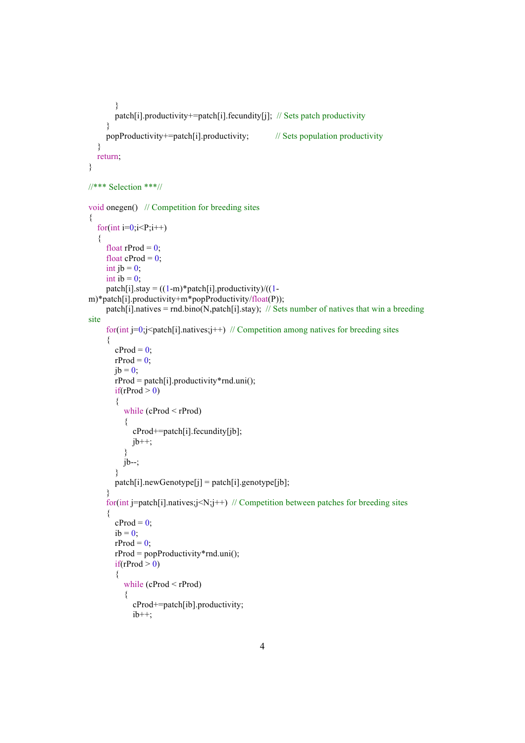```
        }
        patch[i].productivity+=patch[i].fecundity[j];  // Sets patch productivity
    }
    popProductivity+=patch[i].productivity;           // Sets population productivity
  }
  return;
}

//*** Selection ***//

void onegen()   // Competition for breeding sites
{
  for(int i=0;i<P;i++)
  {
    float rProd = 0;
    float cProd = 0;
    int jb = 0;
    int ib = 0;
    patch[i].stay = ((1-m)*patch[i].productivity)/((1-
m)*patch[i].productivity+m*popProductivity/float(P));
    patch[i].natives = rnd.bino(N,patch[i].stay);  // Sets number of natives that win a breeding
site
    for(int j=0;j<patch[i].natives;j++)  // Competition among natives for breeding sites
    {
        cProd = 0;
        rProd = 0;
        jb = 0;
        rProd = patch[i].productivity*rnd.uni();
        if(rProd > 0)
        {
            while (cProd < rProd)
            {
                cProd+=patch[i].fecundity[jb];
                jb++;
            }
            jb--;
        }
        patch[i].newGenotype[j] = patch[i].genotype[jb];
    }
    for(int j=patch[i].natives;j<N;j++)  // Competition between patches for breeding sites
    {
        cProd = 0;
        ib = 0;
        rProd = 0;
        rProd = popProductivity*rnd.uni();
        if(rProd > 0)
        {
            while (cProd < rProd)
            {
                cProd+=patch[ib].productivity;
                ib++;
```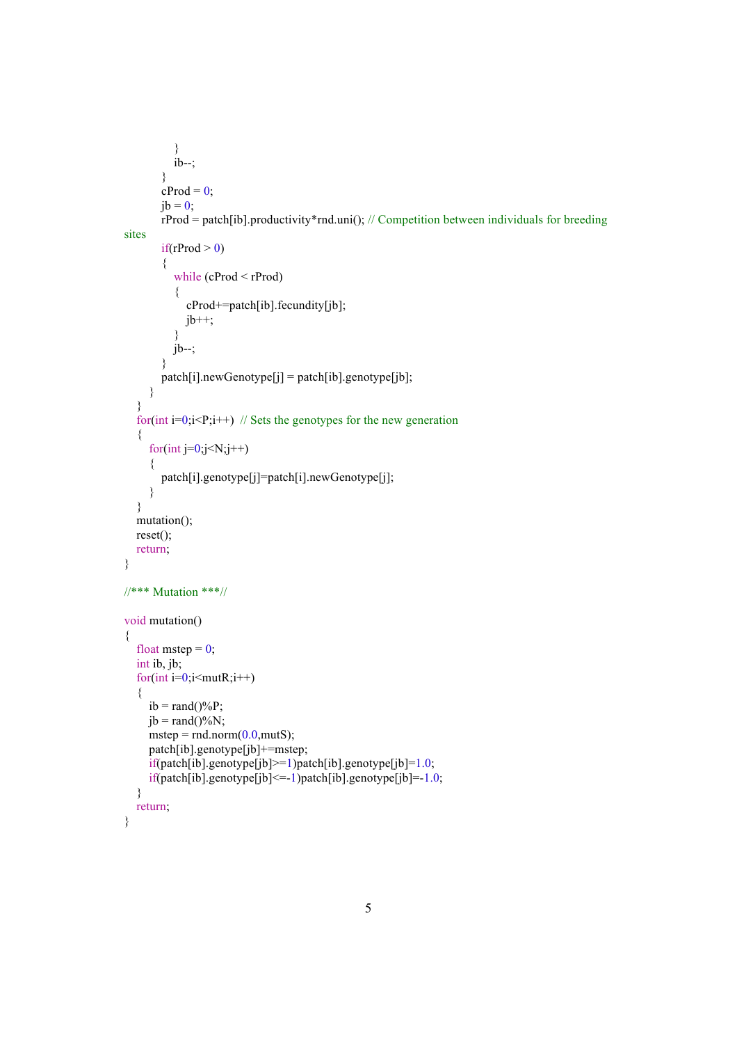```
            }
            ib--;
        }
        cProd = 0;
        jb = 0;
        rProd = patch[ib].productivity*rnd.uni(); // Competition between individuals for breeding sites
        if(rProd > 0)
        {
            while (cProd < rProd)
            {
                cProd+=patch[ib].fecundity[jb];
                jb++;
            }
            jb--;
        }
        patch[i].newGenotype[j] = patch[ib].genotype[jb];
    }
}
for(int i=0;i<P;i++)  // Sets the genotypes for the new generation
{
    for(int j=0;j<N;j++)
    {
        patch[i].genotype[j]=patch[i].newGenotype[j];
    }
}
mutation();
reset();
return;
}

//*** Mutation ***//

void mutation()
{
    float mstep = 0;
    int ib, jb;
    for(int i=0;i<mutR;i++)
    {
        ib = rand()%P;
        jb = rand()%N;
        mstep = rnd.norm(0.0,mutS);
        patch[ib].genotype[jb]+=mstep;
        if(patch[ib].genotype[jb]>=1)patch[ib].genotype[jb]=1.0;
        if(patch[ib].genotype[jb]<=-1)patch[ib].genotype[jb]=-1.0;
    }
    return;
}
```